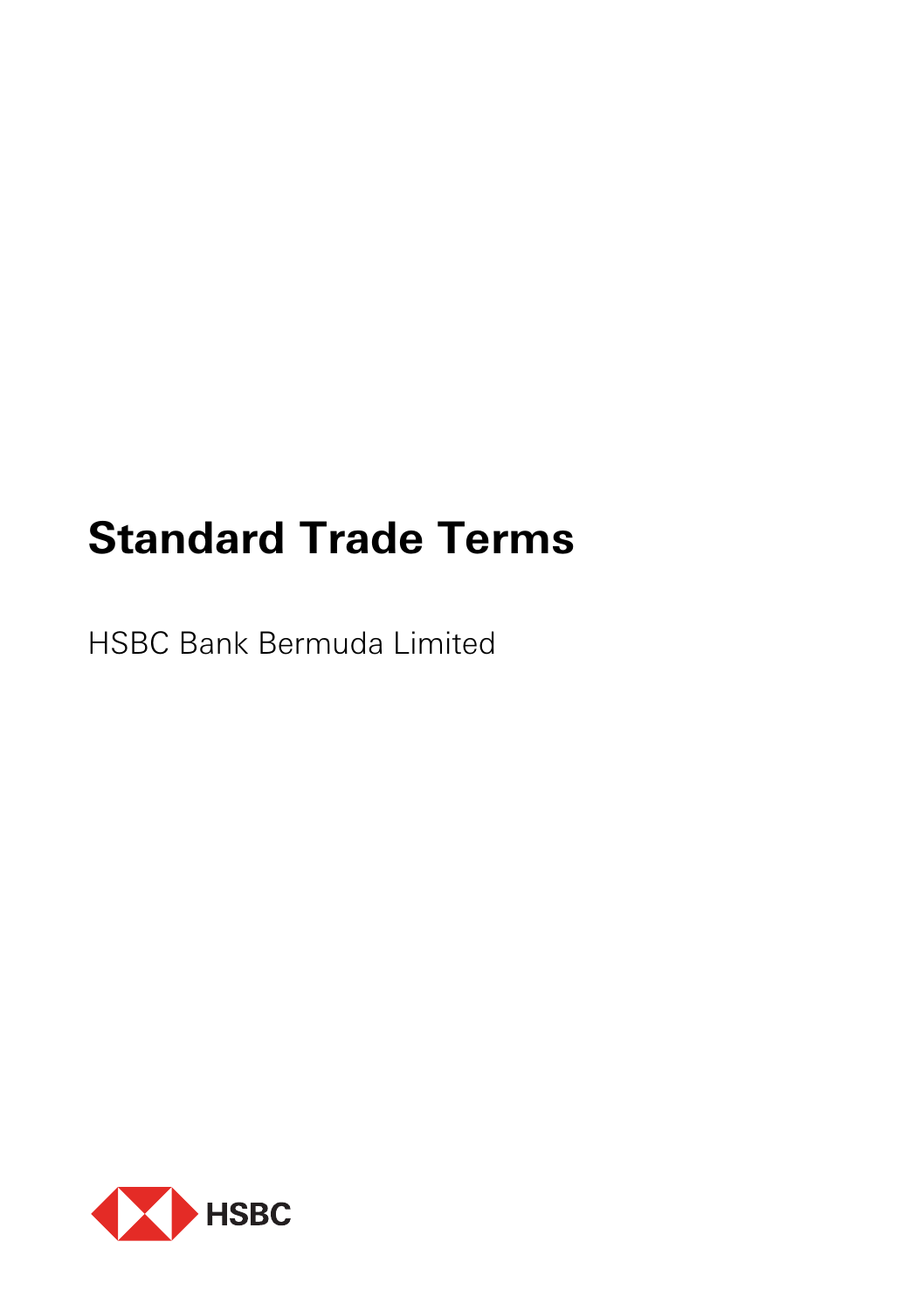# Standard Trade Terms

HSBC Bank Bermuda Limited

HSBC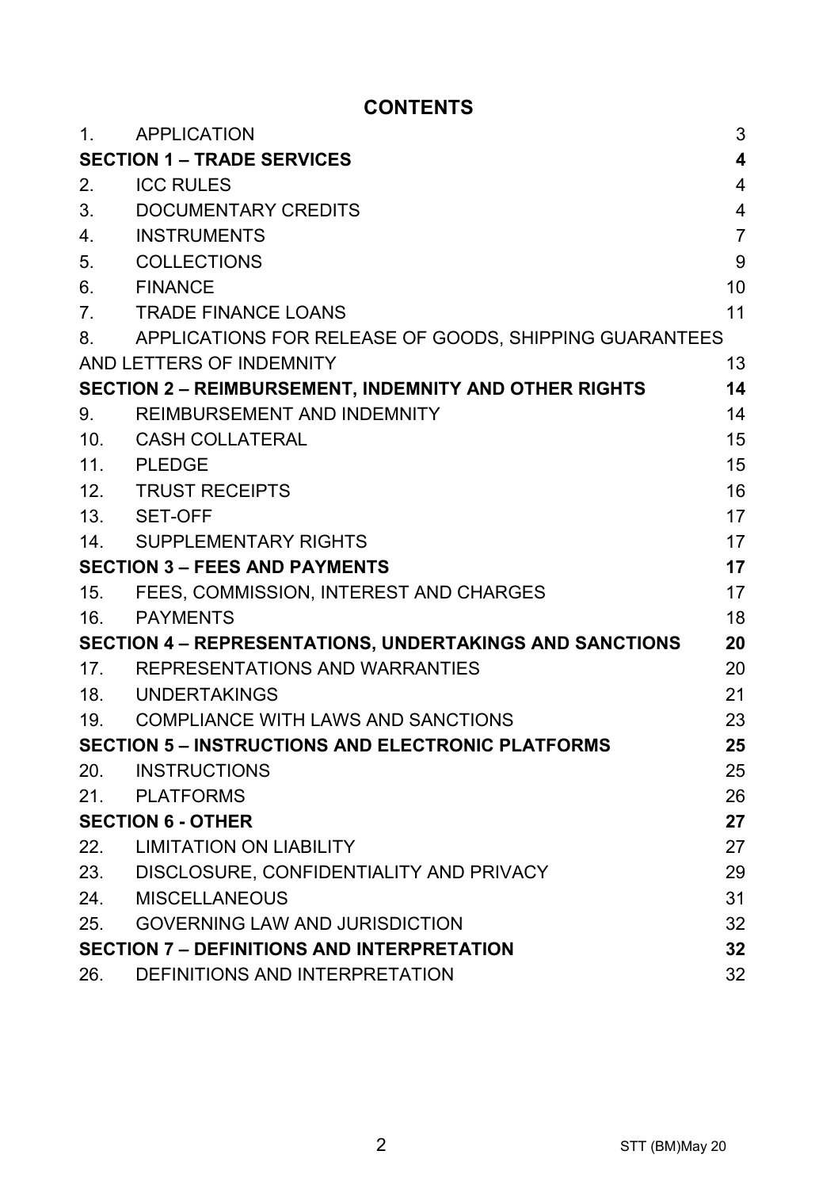# CONTENTS

| | | |
|---|---|---|
| 1. | APPLICATION | 3 |
| **SECTION 1 – TRADE SERVICES** | | **4** |
| 2. | ICC RULES | 4 |
| 3. | DOCUMENTARY CREDITS | 4 |
| 4. | INSTRUMENTS | 7 |
| 5. | COLLECTIONS | 9 |
| 6. | FINANCE | 10 |
| 7. | TRADE FINANCE LOANS | 11 |
| 8. | APPLICATIONS FOR RELEASE OF GOODS, SHIPPING GUARANTEES AND LETTERS OF INDEMNITY | 13 |
| **SECTION 2 – REIMBURSEMENT, INDEMNITY AND OTHER RIGHTS** | | **14** |
| 9. | REIMBURSEMENT AND INDEMNITY | 14 |
| 10. | CASH COLLATERAL | 15 |
| 11. | PLEDGE | 15 |
| 12. | TRUST RECEIPTS | 16 |
| 13. | SET-OFF | 17 |
| 14. | SUPPLEMENTARY RIGHTS | 17 |
| **SECTION 3 – FEES AND PAYMENTS** | | **17** |
| 15. | FEES, COMMISSION, INTEREST AND CHARGES | 17 |
| 16. | PAYMENTS | 18 |
| **SECTION 4 – REPRESENTATIONS, UNDERTAKINGS AND SANCTIONS** | | **20** |
| 17. | REPRESENTATIONS AND WARRANTIES | 20 |
| 18. | UNDERTAKINGS | 21 |
| 19. | COMPLIANCE WITH LAWS AND SANCTIONS | 23 |
| **SECTION 5 – INSTRUCTIONS AND ELECTRONIC PLATFORMS** | | **25** |
| 20. | INSTRUCTIONS | 25 |
| 21. | PLATFORMS | 26 |
| **SECTION 6 - OTHER** | | **27** |
| 22. | LIMITATION ON LIABILITY | 27 |
| 23. | DISCLOSURE, CONFIDENTIALITY AND PRIVACY | 29 |
| 24. | MISCELLANEOUS | 31 |
| 25. | GOVERNING LAW AND JURISDICTION | 32 |
| **SECTION 7 – DEFINITIONS AND INTERPRETATION** | | **32** |
| 26. | DEFINITIONS AND INTERPRETATION | 32 |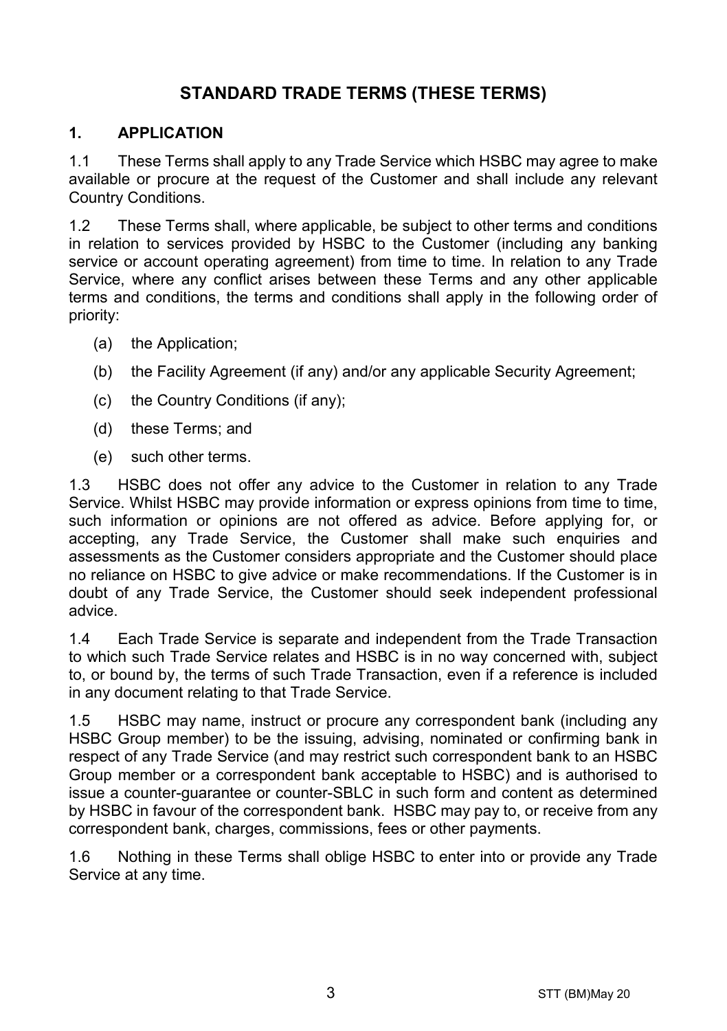# STANDARD TRADE TERMS (THESE TERMS)

## 1. APPLICATION

1.1 These Terms shall apply to any Trade Service which HSBC may agree to make available or procure at the request of the Customer and shall include any relevant Country Conditions.

1.2 These Terms shall, where applicable, be subject to other terms and conditions in relation to services provided by HSBC to the Customer (including any banking service or account operating agreement) from time to time. In relation to any Trade Service, where any conflict arises between these Terms and any other applicable terms and conditions, the terms and conditions shall apply in the following order of priority:

(a) the Application;

(b) the Facility Agreement (if any) and/or any applicable Security Agreement;

(c) the Country Conditions (if any);

(d) these Terms; and

(e) such other terms.

1.3 HSBC does not offer any advice to the Customer in relation to any Trade Service. Whilst HSBC may provide information or express opinions from time to time, such information or opinions are not offered as advice. Before applying for, or accepting, any Trade Service, the Customer shall make such enquiries and assessments as the Customer considers appropriate and the Customer should place no reliance on HSBC to give advice or make recommendations. If the Customer is in doubt of any Trade Service, the Customer should seek independent professional advice.

1.4 Each Trade Service is separate and independent from the Trade Transaction to which such Trade Service relates and HSBC is in no way concerned with, subject to, or bound by, the terms of such Trade Transaction, even if a reference is included in any document relating to that Trade Service.

1.5 HSBC may name, instruct or procure any correspondent bank (including any HSBC Group member) to be the issuing, advising, nominated or confirming bank in respect of any Trade Service (and may restrict such correspondent bank to an HSBC Group member or a correspondent bank acceptable to HSBC) and is authorised to issue a counter-guarantee or counter-SBLC in such form and content as determined by HSBC in favour of the correspondent bank. HSBC may pay to, or receive from any correspondent bank, charges, commissions, fees or other payments.

1.6 Nothing in these Terms shall oblige HSBC to enter into or provide any Trade Service at any time.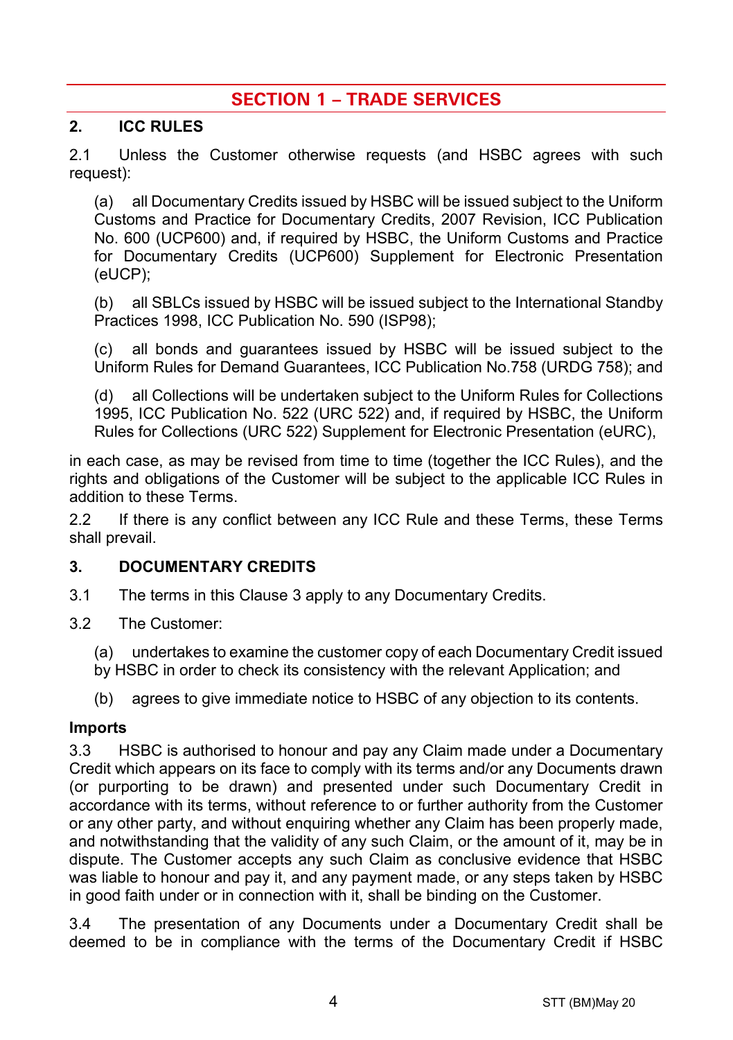# SECTION 1 – TRADE SERVICES

## 2. ICC RULES

2.1 Unless the Customer otherwise requests (and HSBC agrees with such request):

(a) all Documentary Credits issued by HSBC will be issued subject to the Uniform Customs and Practice for Documentary Credits, 2007 Revision, ICC Publication No. 600 (UCP600) and, if required by HSBC, the Uniform Customs and Practice for Documentary Credits (UCP600) Supplement for Electronic Presentation (eUCP);

(b) all SBLCs issued by HSBC will be issued subject to the International Standby Practices 1998, ICC Publication No. 590 (ISP98);

(c) all bonds and guarantees issued by HSBC will be issued subject to the Uniform Rules for Demand Guarantees, ICC Publication No.758 (URDG 758); and

(d) all Collections will be undertaken subject to the Uniform Rules for Collections 1995, ICC Publication No. 522 (URC 522) and, if required by HSBC, the Uniform Rules for Collections (URC 522) Supplement for Electronic Presentation (eURC),

in each case, as may be revised from time to time (together the ICC Rules), and the rights and obligations of the Customer will be subject to the applicable ICC Rules in addition to these Terms.

2.2 If there is any conflict between any ICC Rule and these Terms, these Terms shall prevail.

## 3. DOCUMENTARY CREDITS

3.1 The terms in this Clause 3 apply to any Documentary Credits.

3.2 The Customer:

(a) undertakes to examine the customer copy of each Documentary Credit issued by HSBC in order to check its consistency with the relevant Application; and

(b) agrees to give immediate notice to HSBC of any objection to its contents.

### Imports

3.3 HSBC is authorised to honour and pay any Claim made under a Documentary Credit which appears on its face to comply with its terms and/or any Documents drawn (or purporting to be drawn) and presented under such Documentary Credit in accordance with its terms, without reference to or further authority from the Customer or any other party, and without enquiring whether any Claim has been properly made, and notwithstanding that the validity of any such Claim, or the amount of it, may be in dispute. The Customer accepts any such Claim as conclusive evidence that HSBC was liable to honour and pay it, and any payment made, or any steps taken by HSBC in good faith under or in connection with it, shall be binding on the Customer.

3.4 The presentation of any Documents under a Documentary Credit shall be deemed to be in compliance with the terms of the Documentary Credit if HSBC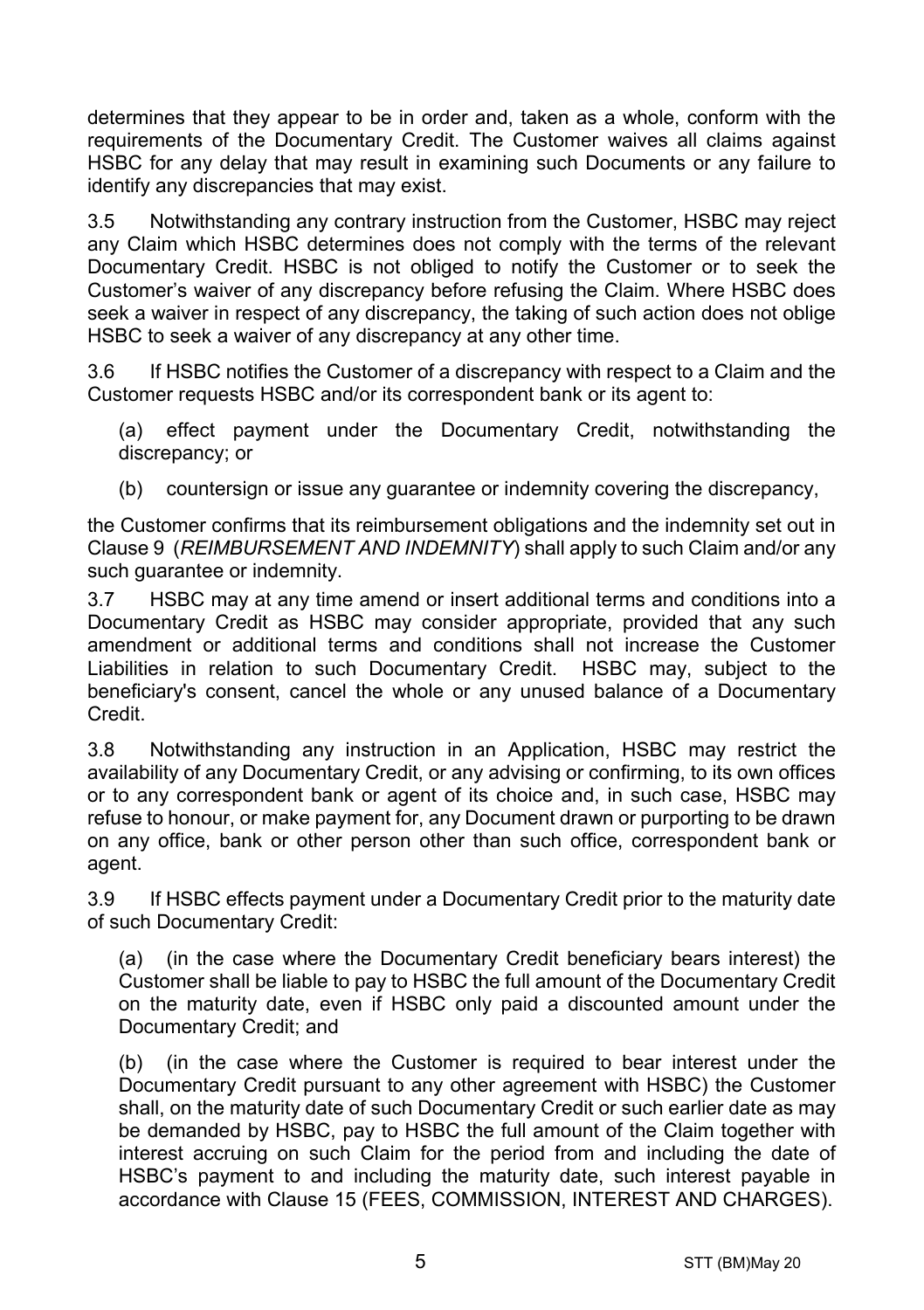determines that they appear to be in order and, taken as a whole, conform with the requirements of the Documentary Credit. The Customer waives all claims against HSBC for any delay that may result in examining such Documents or any failure to identify any discrepancies that may exist.

3.5 Notwithstanding any contrary instruction from the Customer, HSBC may reject any Claim which HSBC determines does not comply with the terms of the relevant Documentary Credit. HSBC is not obliged to notify the Customer or to seek the Customer's waiver of any discrepancy before refusing the Claim. Where HSBC does seek a waiver in respect of any discrepancy, the taking of such action does not oblige HSBC to seek a waiver of any discrepancy at any other time.

3.6 If HSBC notifies the Customer of a discrepancy with respect to a Claim and the Customer requests HSBC and/or its correspondent bank or its agent to:

(a) effect payment under the Documentary Credit, notwithstanding the discrepancy; or

(b) countersign or issue any guarantee or indemnity covering the discrepancy,

the Customer confirms that its reimbursement obligations and the indemnity set out in Clause 9 (*REIMBURSEMENT AND INDEMNITY*) shall apply to such Claim and/or any such guarantee or indemnity.

3.7 HSBC may at any time amend or insert additional terms and conditions into a Documentary Credit as HSBC may consider appropriate, provided that any such amendment or additional terms and conditions shall not increase the Customer Liabilities in relation to such Documentary Credit. HSBC may, subject to the beneficiary's consent, cancel the whole or any unused balance of a Documentary Credit.

3.8 Notwithstanding any instruction in an Application, HSBC may restrict the availability of any Documentary Credit, or any advising or confirming, to its own offices or to any correspondent bank or agent of its choice and, in such case, HSBC may refuse to honour, or make payment for, any Document drawn or purporting to be drawn on any office, bank or other person other than such office, correspondent bank or agent.

3.9 If HSBC effects payment under a Documentary Credit prior to the maturity date of such Documentary Credit:

(a) (in the case where the Documentary Credit beneficiary bears interest) the Customer shall be liable to pay to HSBC the full amount of the Documentary Credit on the maturity date, even if HSBC only paid a discounted amount under the Documentary Credit; and

(b) (in the case where the Customer is required to bear interest under the Documentary Credit pursuant to any other agreement with HSBC) the Customer shall, on the maturity date of such Documentary Credit or such earlier date as may be demanded by HSBC, pay to HSBC the full amount of the Claim together with interest accruing on such Claim for the period from and including the date of HSBC's payment to and including the maturity date, such interest payable in accordance with Clause 15 (FEES, COMMISSION, INTEREST AND CHARGES).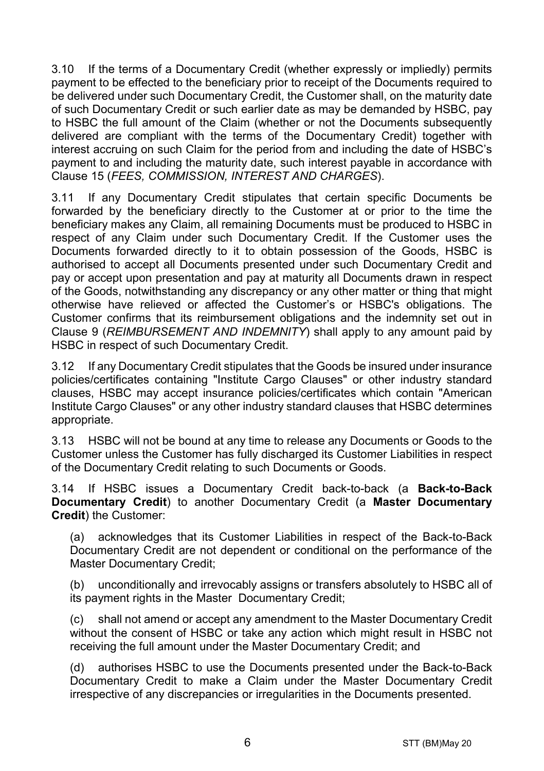3.10 If the terms of a Documentary Credit (whether expressly or impliedly) permits payment to be effected to the beneficiary prior to receipt of the Documents required to be delivered under such Documentary Credit, the Customer shall, on the maturity date of such Documentary Credit or such earlier date as may be demanded by HSBC, pay to HSBC the full amount of the Claim (whether or not the Documents subsequently delivered are compliant with the terms of the Documentary Credit) together with interest accruing on such Claim for the period from and including the date of HSBC's payment to and including the maturity date, such interest payable in accordance with Clause 15 (*FEES, COMMISSION, INTEREST AND CHARGES*).

3.11 If any Documentary Credit stipulates that certain specific Documents be forwarded by the beneficiary directly to the Customer at or prior to the time the beneficiary makes any Claim, all remaining Documents must be produced to HSBC in respect of any Claim under such Documentary Credit. If the Customer uses the Documents forwarded directly to it to obtain possession of the Goods, HSBC is authorised to accept all Documents presented under such Documentary Credit and pay or accept upon presentation and pay at maturity all Documents drawn in respect of the Goods, notwithstanding any discrepancy or any other matter or thing that might otherwise have relieved or affected the Customer's or HSBC's obligations. The Customer confirms that its reimbursement obligations and the indemnity set out in Clause 9 (*REIMBURSEMENT AND INDEMNITY*) shall apply to any amount paid by HSBC in respect of such Documentary Credit.

3.12 If any Documentary Credit stipulates that the Goods be insured under insurance policies/certificates containing "Institute Cargo Clauses" or other industry standard clauses, HSBC may accept insurance policies/certificates which contain "American Institute Cargo Clauses" or any other industry standard clauses that HSBC determines appropriate.

3.13 HSBC will not be bound at any time to release any Documents or Goods to the Customer unless the Customer has fully discharged its Customer Liabilities in respect of the Documentary Credit relating to such Documents or Goods.

3.14 If HSBC issues a Documentary Credit back-to-back (a **Back-to-Back Documentary Credit**) to another Documentary Credit (a **Master Documentary Credit**) the Customer:

(a) acknowledges that its Customer Liabilities in respect of the Back-to-Back Documentary Credit are not dependent or conditional on the performance of the Master Documentary Credit;

(b) unconditionally and irrevocably assigns or transfers absolutely to HSBC all of its payment rights in the Master Documentary Credit;

(c) shall not amend or accept any amendment to the Master Documentary Credit without the consent of HSBC or take any action which might result in HSBC not receiving the full amount under the Master Documentary Credit; and

(d) authorises HSBC to use the Documents presented under the Back-to-Back Documentary Credit to make a Claim under the Master Documentary Credit irrespective of any discrepancies or irregularities in the Documents presented.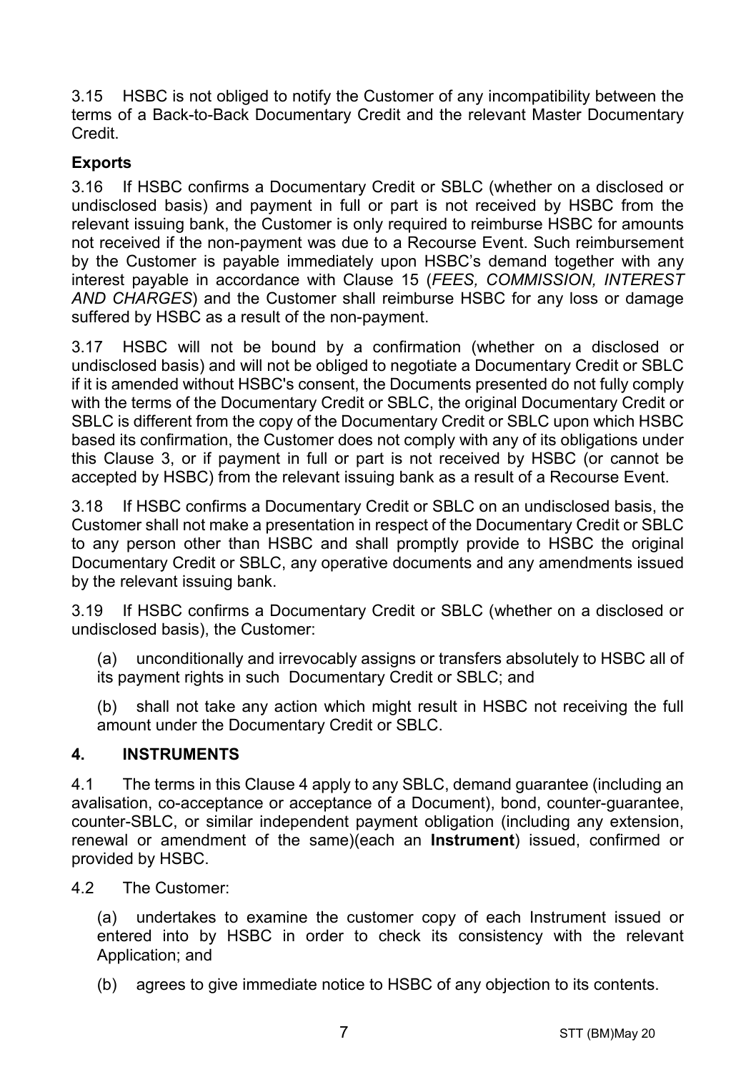3.15 HSBC is not obliged to notify the Customer of any incompatibility between the terms of a Back-to-Back Documentary Credit and the relevant Master Documentary Credit.

**Exports**

3.16 If HSBC confirms a Documentary Credit or SBLC (whether on a disclosed or undisclosed basis) and payment in full or part is not received by HSBC from the relevant issuing bank, the Customer is only required to reimburse HSBC for amounts not received if the non-payment was due to a Recourse Event. Such reimbursement by the Customer is payable immediately upon HSBC's demand together with any interest payable in accordance with Clause 15 (*FEES, COMMISSION, INTEREST AND CHARGES*) and the Customer shall reimburse HSBC for any loss or damage suffered by HSBC as a result of the non-payment.

3.17 HSBC will not be bound by a confirmation (whether on a disclosed or undisclosed basis) and will not be obliged to negotiate a Documentary Credit or SBLC if it is amended without HSBC's consent, the Documents presented do not fully comply with the terms of the Documentary Credit or SBLC, the original Documentary Credit or SBLC is different from the copy of the Documentary Credit or SBLC upon which HSBC based its confirmation, the Customer does not comply with any of its obligations under this Clause 3, or if payment in full or part is not received by HSBC (or cannot be accepted by HSBC) from the relevant issuing bank as a result of a Recourse Event.

3.18 If HSBC confirms a Documentary Credit or SBLC on an undisclosed basis, the Customer shall not make a presentation in respect of the Documentary Credit or SBLC to any person other than HSBC and shall promptly provide to HSBC the original Documentary Credit or SBLC, any operative documents and any amendments issued by the relevant issuing bank.

3.19 If HSBC confirms a Documentary Credit or SBLC (whether on a disclosed or undisclosed basis), the Customer:

(a) unconditionally and irrevocably assigns or transfers absolutely to HSBC all of its payment rights in such Documentary Credit or SBLC; and

(b) shall not take any action which might result in HSBC not receiving the full amount under the Documentary Credit or SBLC.

## 4. INSTRUMENTS

4.1 The terms in this Clause 4 apply to any SBLC, demand guarantee (including an avalisation, co-acceptance or acceptance of a Document), bond, counter-guarantee, counter-SBLC, or similar independent payment obligation (including any extension, renewal or amendment of the same)(each an **Instrument**) issued, confirmed or provided by HSBC.

4.2 The Customer:

(a) undertakes to examine the customer copy of each Instrument issued or entered into by HSBC in order to check its consistency with the relevant Application; and

(b) agrees to give immediate notice to HSBC of any objection to its contents.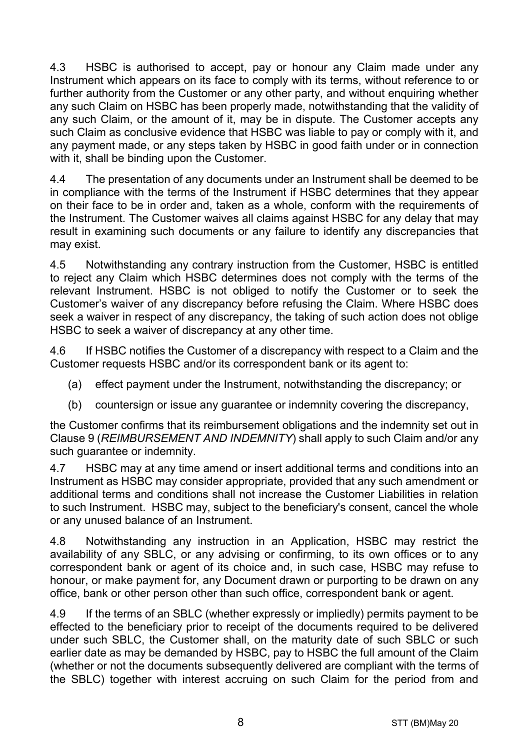4.3 HSBC is authorised to accept, pay or honour any Claim made under any Instrument which appears on its face to comply with its terms, without reference to or further authority from the Customer or any other party, and without enquiring whether any such Claim on HSBC has been properly made, notwithstanding that the validity of any such Claim, or the amount of it, may be in dispute. The Customer accepts any such Claim as conclusive evidence that HSBC was liable to pay or comply with it, and any payment made, or any steps taken by HSBC in good faith under or in connection with it, shall be binding upon the Customer.

4.4 The presentation of any documents under an Instrument shall be deemed to be in compliance with the terms of the Instrument if HSBC determines that they appear on their face to be in order and, taken as a whole, conform with the requirements of the Instrument. The Customer waives all claims against HSBC for any delay that may result in examining such documents or any failure to identify any discrepancies that may exist.

4.5 Notwithstanding any contrary instruction from the Customer, HSBC is entitled to reject any Claim which HSBC determines does not comply with the terms of the relevant Instrument. HSBC is not obliged to notify the Customer or to seek the Customer's waiver of any discrepancy before refusing the Claim. Where HSBC does seek a waiver in respect of any discrepancy, the taking of such action does not oblige HSBC to seek a waiver of discrepancy at any other time.

4.6 If HSBC notifies the Customer of a discrepancy with respect to a Claim and the Customer requests HSBC and/or its correspondent bank or its agent to:

(a) effect payment under the Instrument, notwithstanding the discrepancy; or

(b) countersign or issue any guarantee or indemnity covering the discrepancy,

the Customer confirms that its reimbursement obligations and the indemnity set out in Clause 9 (*REIMBURSEMENT AND INDEMNITY*) shall apply to such Claim and/or any such guarantee or indemnity.

4.7 HSBC may at any time amend or insert additional terms and conditions into an Instrument as HSBC may consider appropriate, provided that any such amendment or additional terms and conditions shall not increase the Customer Liabilities in relation to such Instrument. HSBC may, subject to the beneficiary's consent, cancel the whole or any unused balance of an Instrument.

4.8 Notwithstanding any instruction in an Application, HSBC may restrict the availability of any SBLC, or any advising or confirming, to its own offices or to any correspondent bank or agent of its choice and, in such case, HSBC may refuse to honour, or make payment for, any Document drawn or purporting to be drawn on any office, bank or other person other than such office, correspondent bank or agent.

4.9 If the terms of an SBLC (whether expressly or impliedly) permits payment to be effected to the beneficiary prior to receipt of the documents required to be delivered under such SBLC, the Customer shall, on the maturity date of such SBLC or such earlier date as may be demanded by HSBC, pay to HSBC the full amount of the Claim (whether or not the documents subsequently delivered are compliant with the terms of the SBLC) together with interest accruing on such Claim for the period from and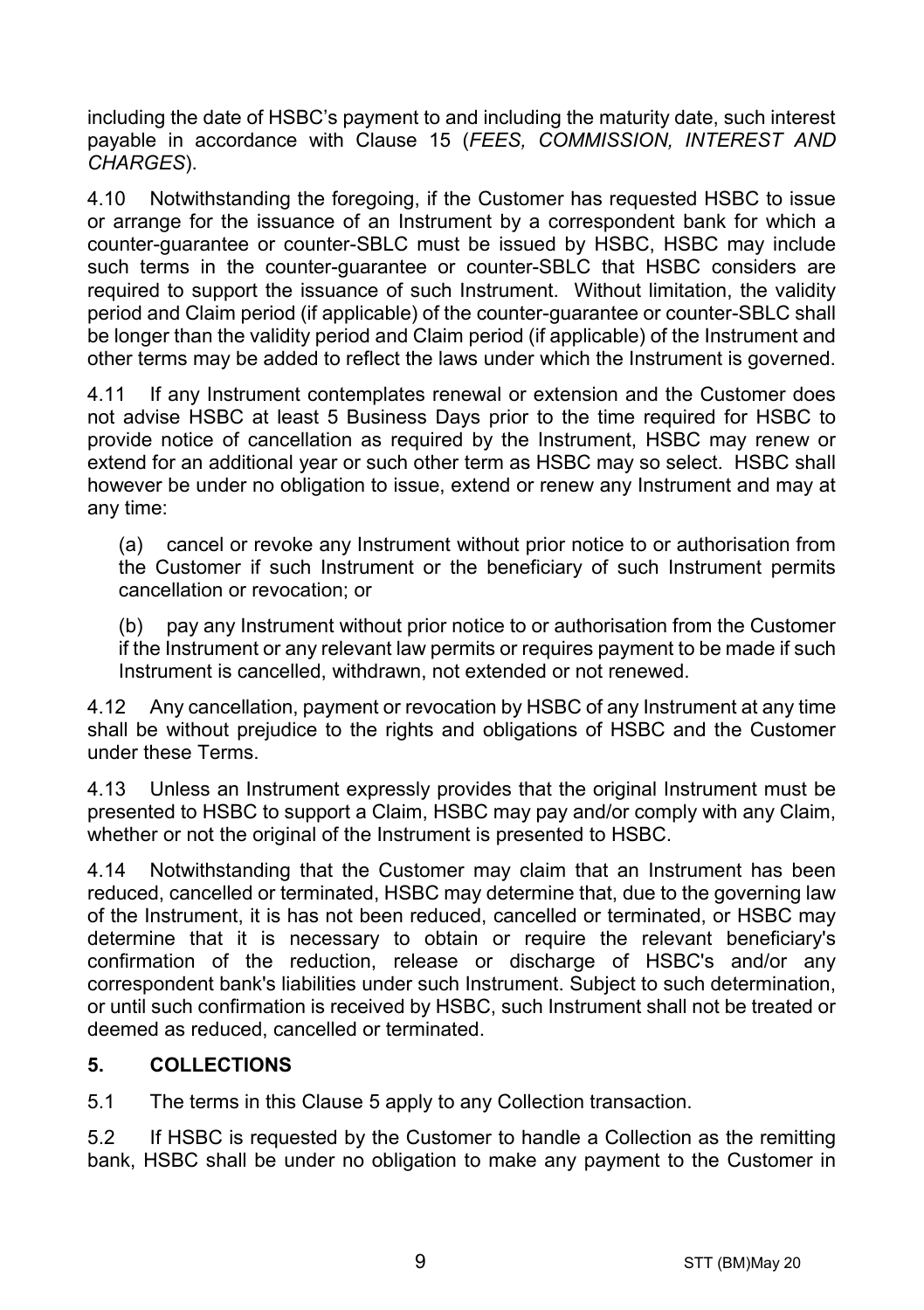including the date of HSBC's payment to and including the maturity date, such interest payable in accordance with Clause 15 (*FEES, COMMISSION, INTEREST AND CHARGES*).

4.10 Notwithstanding the foregoing, if the Customer has requested HSBC to issue or arrange for the issuance of an Instrument by a correspondent bank for which a counter-guarantee or counter-SBLC must be issued by HSBC, HSBC may include such terms in the counter-guarantee or counter-SBLC that HSBC considers are required to support the issuance of such Instrument. Without limitation, the validity period and Claim period (if applicable) of the counter-guarantee or counter-SBLC shall be longer than the validity period and Claim period (if applicable) of the Instrument and other terms may be added to reflect the laws under which the Instrument is governed.

4.11 If any Instrument contemplates renewal or extension and the Customer does not advise HSBC at least 5 Business Days prior to the time required for HSBC to provide notice of cancellation as required by the Instrument, HSBC may renew or extend for an additional year or such other term as HSBC may so select. HSBC shall however be under no obligation to issue, extend or renew any Instrument and may at any time:

(a) cancel or revoke any Instrument without prior notice to or authorisation from the Customer if such Instrument or the beneficiary of such Instrument permits cancellation or revocation; or

(b) pay any Instrument without prior notice to or authorisation from the Customer if the Instrument or any relevant law permits or requires payment to be made if such Instrument is cancelled, withdrawn, not extended or not renewed.

4.12 Any cancellation, payment or revocation by HSBC of any Instrument at any time shall be without prejudice to the rights and obligations of HSBC and the Customer under these Terms.

4.13 Unless an Instrument expressly provides that the original Instrument must be presented to HSBC to support a Claim, HSBC may pay and/or comply with any Claim, whether or not the original of the Instrument is presented to HSBC.

4.14 Notwithstanding that the Customer may claim that an Instrument has been reduced, cancelled or terminated, HSBC may determine that, due to the governing law of the Instrument, it is has not been reduced, cancelled or terminated, or HSBC may determine that it is necessary to obtain or require the relevant beneficiary's confirmation of the reduction, release or discharge of HSBC's and/or any correspondent bank's liabilities under such Instrument. Subject to such determination, or until such confirmation is received by HSBC, such Instrument shall not be treated or deemed as reduced, cancelled or terminated.

## 5. COLLECTIONS

5.1 The terms in this Clause 5 apply to any Collection transaction.

5.2 If HSBC is requested by the Customer to handle a Collection as the remitting bank, HSBC shall be under no obligation to make any payment to the Customer in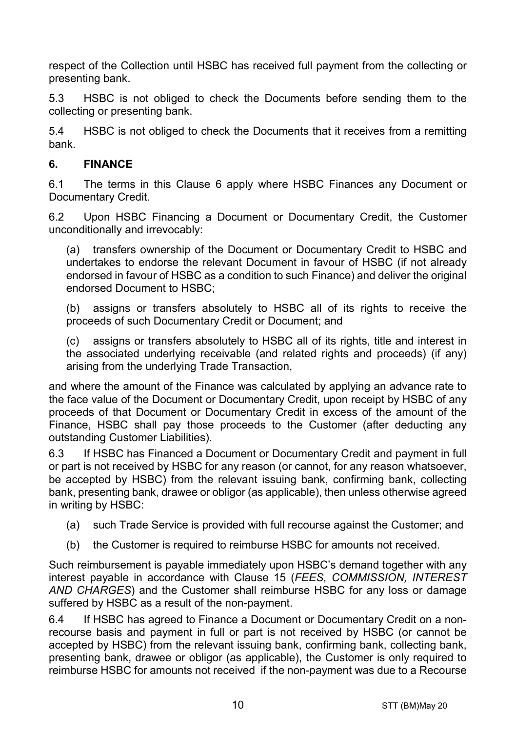respect of the Collection until HSBC has received full payment from the collecting or presenting bank.

5.3 HSBC is not obliged to check the Documents before sending them to the collecting or presenting bank.

5.4 HSBC is not obliged to check the Documents that it receives from a remitting bank.

## 6. FINANCE

6.1 The terms in this Clause 6 apply where HSBC Finances any Document or Documentary Credit.

6.2 Upon HSBC Financing a Document or Documentary Credit, the Customer unconditionally and irrevocably:

(a) transfers ownership of the Document or Documentary Credit to HSBC and undertakes to endorse the relevant Document in favour of HSBC (if not already endorsed in favour of HSBC as a condition to such Finance) and deliver the original endorsed Document to HSBC;

(b) assigns or transfers absolutely to HSBC all of its rights to receive the proceeds of such Documentary Credit or Document; and

(c) assigns or transfers absolutely to HSBC all of its rights, title and interest in the associated underlying receivable (and related rights and proceeds) (if any) arising from the underlying Trade Transaction,

and where the amount of the Finance was calculated by applying an advance rate to the face value of the Document or Documentary Credit, upon receipt by HSBC of any proceeds of that Document or Documentary Credit in excess of the amount of the Finance, HSBC shall pay those proceeds to the Customer (after deducting any outstanding Customer Liabilities).

6.3 If HSBC has Financed a Document or Documentary Credit and payment in full or part is not received by HSBC for any reason (or cannot, for any reason whatsoever, be accepted by HSBC) from the relevant issuing bank, confirming bank, collecting bank, presenting bank, drawee or obligor (as applicable), then unless otherwise agreed in writing by HSBC:

(a) such Trade Service is provided with full recourse against the Customer; and

(b) the Customer is required to reimburse HSBC for amounts not received.

Such reimbursement is payable immediately upon HSBC's demand together with any interest payable in accordance with Clause 15 (*FEES, COMMISSION, INTEREST AND CHARGES*) and the Customer shall reimburse HSBC for any loss or damage suffered by HSBC as a result of the non-payment.

6.4 If HSBC has agreed to Finance a Document or Documentary Credit on a non-recourse basis and payment in full or part is not received by HSBC (or cannot be accepted by HSBC) from the relevant issuing bank, confirming bank, collecting bank, presenting bank, drawee or obligor (as applicable), the Customer is only required to reimburse HSBC for amounts not received if the non-payment was due to a Recourse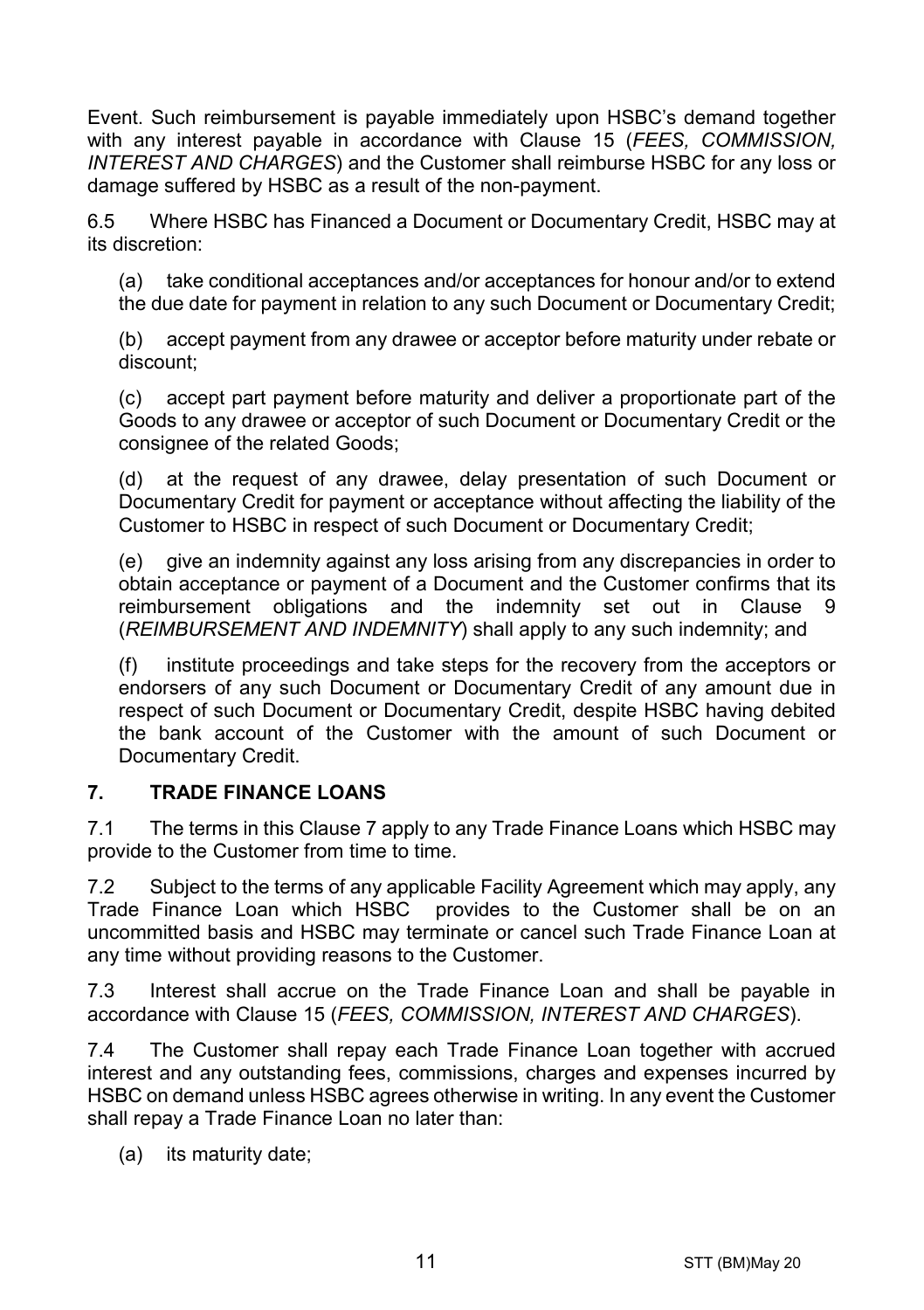Event. Such reimbursement is payable immediately upon HSBC's demand together with any interest payable in accordance with Clause 15 (*FEES, COMMISSION, INTEREST AND CHARGES*) and the Customer shall reimburse HSBC for any loss or damage suffered by HSBC as a result of the non-payment.

6.5 Where HSBC has Financed a Document or Documentary Credit, HSBC may at its discretion:

(a) take conditional acceptances and/or acceptances for honour and/or to extend the due date for payment in relation to any such Document or Documentary Credit;

(b) accept payment from any drawee or acceptor before maturity under rebate or discount;

(c) accept part payment before maturity and deliver a proportionate part of the Goods to any drawee or acceptor of such Document or Documentary Credit or the consignee of the related Goods;

(d) at the request of any drawee, delay presentation of such Document or Documentary Credit for payment or acceptance without affecting the liability of the Customer to HSBC in respect of such Document or Documentary Credit;

(e) give an indemnity against any loss arising from any discrepancies in order to obtain acceptance or payment of a Document and the Customer confirms that its reimbursement obligations and the indemnity set out in Clause 9 (*REIMBURSEMENT AND INDEMNITY*) shall apply to any such indemnity; and

(f) institute proceedings and take steps for the recovery from the acceptors or endorsers of any such Document or Documentary Credit of any amount due in respect of such Document or Documentary Credit, despite HSBC having debited the bank account of the Customer with the amount of such Document or Documentary Credit.

## 7. TRADE FINANCE LOANS

7.1 The terms in this Clause 7 apply to any Trade Finance Loans which HSBC may provide to the Customer from time to time.

7.2 Subject to the terms of any applicable Facility Agreement which may apply, any Trade Finance Loan which HSBC provides to the Customer shall be on an uncommitted basis and HSBC may terminate or cancel such Trade Finance Loan at any time without providing reasons to the Customer.

7.3 Interest shall accrue on the Trade Finance Loan and shall be payable in accordance with Clause 15 (*FEES, COMMISSION, INTEREST AND CHARGES*).

7.4 The Customer shall repay each Trade Finance Loan together with accrued interest and any outstanding fees, commissions, charges and expenses incurred by HSBC on demand unless HSBC agrees otherwise in writing. In any event the Customer shall repay a Trade Finance Loan no later than:

(a) its maturity date;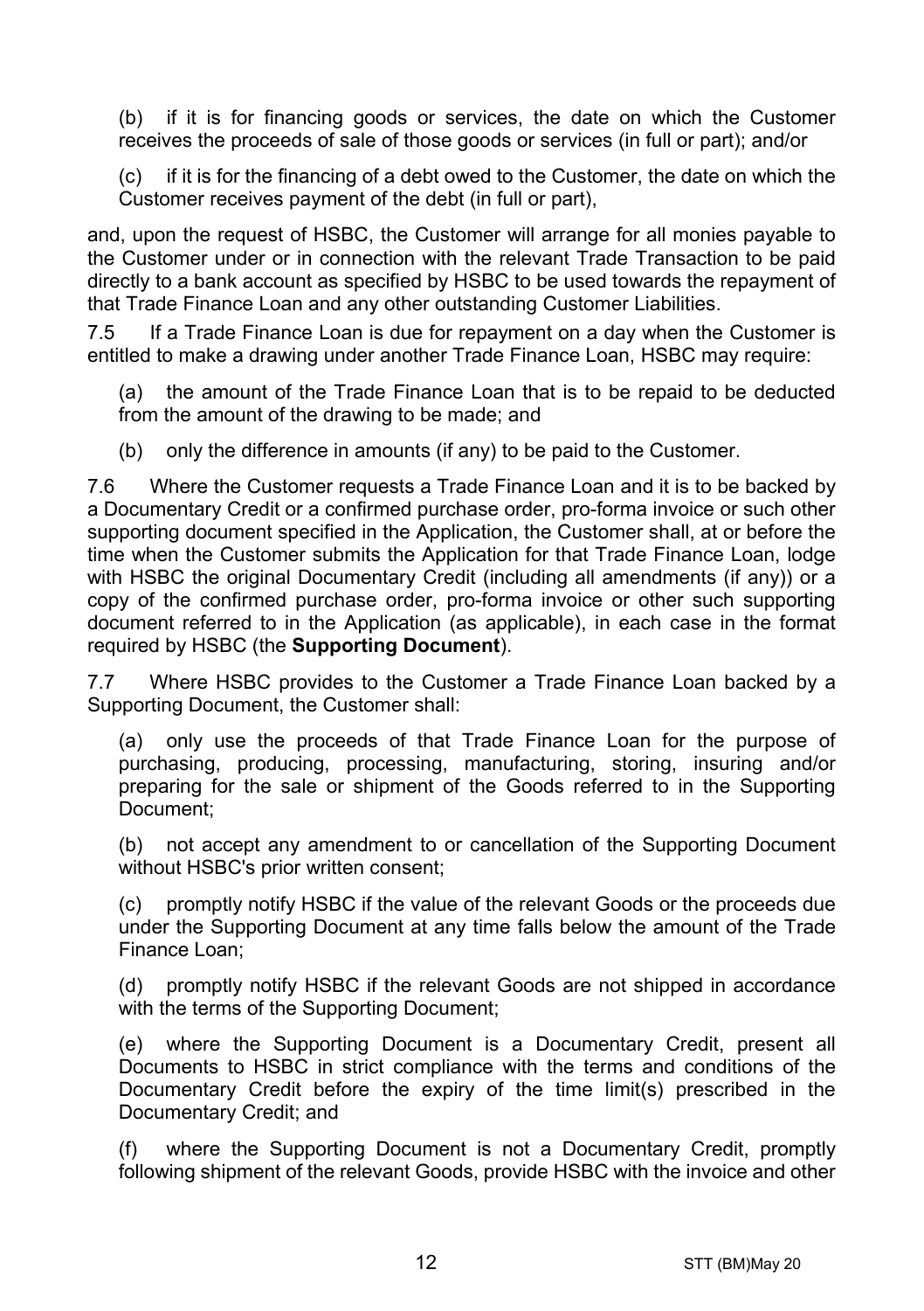(b) if it is for financing goods or services, the date on which the Customer receives the proceeds of sale of those goods or services (in full or part); and/or

(c) if it is for the financing of a debt owed to the Customer, the date on which the Customer receives payment of the debt (in full or part),

and, upon the request of HSBC, the Customer will arrange for all monies payable to the Customer under or in connection with the relevant Trade Transaction to be paid directly to a bank account as specified by HSBC to be used towards the repayment of that Trade Finance Loan and any other outstanding Customer Liabilities.

7.5 If a Trade Finance Loan is due for repayment on a day when the Customer is entitled to make a drawing under another Trade Finance Loan, HSBC may require:

(a) the amount of the Trade Finance Loan that is to be repaid to be deducted from the amount of the drawing to be made; and

(b) only the difference in amounts (if any) to be paid to the Customer.

7.6 Where the Customer requests a Trade Finance Loan and it is to be backed by a Documentary Credit or a confirmed purchase order, pro-forma invoice or such other supporting document specified in the Application, the Customer shall, at or before the time when the Customer submits the Application for that Trade Finance Loan, lodge with HSBC the original Documentary Credit (including all amendments (if any)) or a copy of the confirmed purchase order, pro-forma invoice or other such supporting document referred to in the Application (as applicable), in each case in the format required by HSBC (the **Supporting Document**).

7.7 Where HSBC provides to the Customer a Trade Finance Loan backed by a Supporting Document, the Customer shall:

(a) only use the proceeds of that Trade Finance Loan for the purpose of purchasing, producing, processing, manufacturing, storing, insuring and/or preparing for the sale or shipment of the Goods referred to in the Supporting Document;

(b) not accept any amendment to or cancellation of the Supporting Document without HSBC's prior written consent;

(c) promptly notify HSBC if the value of the relevant Goods or the proceeds due under the Supporting Document at any time falls below the amount of the Trade Finance Loan;

(d) promptly notify HSBC if the relevant Goods are not shipped in accordance with the terms of the Supporting Document;

(e) where the Supporting Document is a Documentary Credit, present all Documents to HSBC in strict compliance with the terms and conditions of the Documentary Credit before the expiry of the time limit(s) prescribed in the Documentary Credit; and

(f) where the Supporting Document is not a Documentary Credit, promptly following shipment of the relevant Goods, provide HSBC with the invoice and other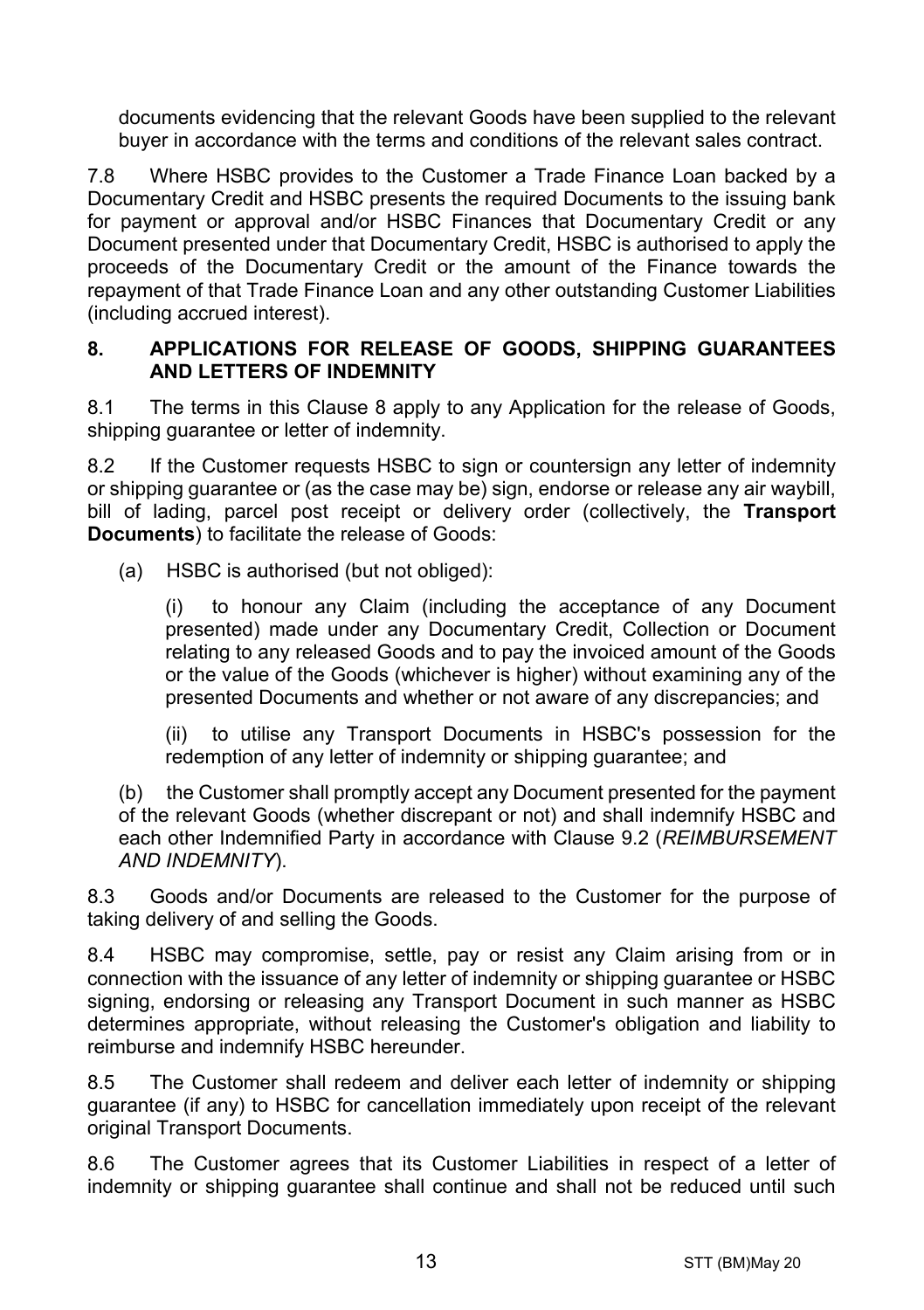documents evidencing that the relevant Goods have been supplied to the relevant buyer in accordance with the terms and conditions of the relevant sales contract.

7.8 Where HSBC provides to the Customer a Trade Finance Loan backed by a Documentary Credit and HSBC presents the required Documents to the issuing bank for payment or approval and/or HSBC Finances that Documentary Credit or any Document presented under that Documentary Credit, HSBC is authorised to apply the proceeds of the Documentary Credit or the amount of the Finance towards the repayment of that Trade Finance Loan and any other outstanding Customer Liabilities (including accrued interest).

## 8. APPLICATIONS FOR RELEASE OF GOODS, SHIPPING GUARANTEES AND LETTERS OF INDEMNITY

8.1 The terms in this Clause 8 apply to any Application for the release of Goods, shipping guarantee or letter of indemnity.

8.2 If the Customer requests HSBC to sign or countersign any letter of indemnity or shipping guarantee or (as the case may be) sign, endorse or release any air waybill, bill of lading, parcel post receipt or delivery order (collectively, the **Transport Documents**) to facilitate the release of Goods:

(a) HSBC is authorised (but not obliged):

(i) to honour any Claim (including the acceptance of any Document presented) made under any Documentary Credit, Collection or Document relating to any released Goods and to pay the invoiced amount of the Goods or the value of the Goods (whichever is higher) without examining any of the presented Documents and whether or not aware of any discrepancies; and

(ii) to utilise any Transport Documents in HSBC's possession for the redemption of any letter of indemnity or shipping guarantee; and

(b) the Customer shall promptly accept any Document presented for the payment of the relevant Goods (whether discrepant or not) and shall indemnify HSBC and each other Indemnified Party in accordance with Clause 9.2 (*REIMBURSEMENT AND INDEMNITY*).

8.3 Goods and/or Documents are released to the Customer for the purpose of taking delivery of and selling the Goods.

8.4 HSBC may compromise, settle, pay or resist any Claim arising from or in connection with the issuance of any letter of indemnity or shipping guarantee or HSBC signing, endorsing or releasing any Transport Document in such manner as HSBC determines appropriate, without releasing the Customer's obligation and liability to reimburse and indemnify HSBC hereunder.

8.5 The Customer shall redeem and deliver each letter of indemnity or shipping guarantee (if any) to HSBC for cancellation immediately upon receipt of the relevant original Transport Documents.

8.6 The Customer agrees that its Customer Liabilities in respect of a letter of indemnity or shipping guarantee shall continue and shall not be reduced until such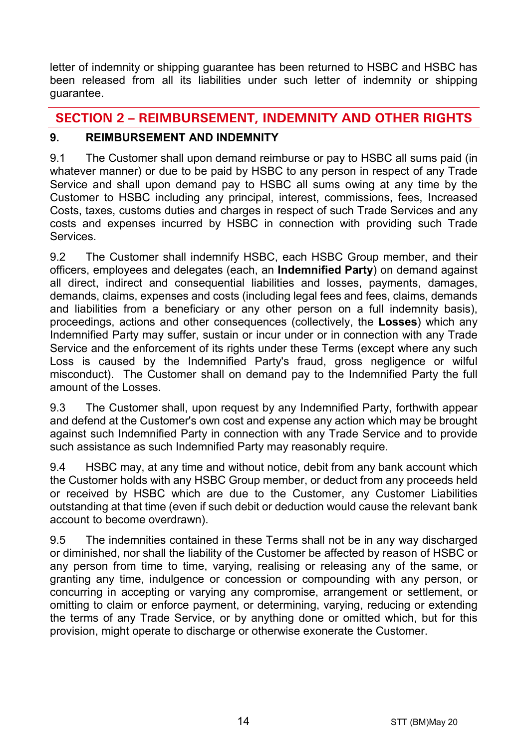letter of indemnity or shipping guarantee has been returned to HSBC and HSBC has been released from all its liabilities under such letter of indemnity or shipping guarantee.

## SECTION 2 – REIMBURSEMENT, INDEMNITY AND OTHER RIGHTS

### 9. REIMBURSEMENT AND INDEMNITY

9.1 The Customer shall upon demand reimburse or pay to HSBC all sums paid (in whatever manner) or due to be paid by HSBC to any person in respect of any Trade Service and shall upon demand pay to HSBC all sums owing at any time by the Customer to HSBC including any principal, interest, commissions, fees, Increased Costs, taxes, customs duties and charges in respect of such Trade Services and any costs and expenses incurred by HSBC in connection with providing such Trade Services.

9.2 The Customer shall indemnify HSBC, each HSBC Group member, and their officers, employees and delegates (each, an **Indemnified Party**) on demand against all direct, indirect and consequential liabilities and losses, payments, damages, demands, claims, expenses and costs (including legal fees and fees, claims, demands and liabilities from a beneficiary or any other person on a full indemnity basis), proceedings, actions and other consequences (collectively, the **Losses**) which any Indemnified Party may suffer, sustain or incur under or in connection with any Trade Service and the enforcement of its rights under these Terms (except where any such Loss is caused by the Indemnified Party's fraud, gross negligence or wilful misconduct). The Customer shall on demand pay to the Indemnified Party the full amount of the Losses.

9.3 The Customer shall, upon request by any Indemnified Party, forthwith appear and defend at the Customer's own cost and expense any action which may be brought against such Indemnified Party in connection with any Trade Service and to provide such assistance as such Indemnified Party may reasonably require.

9.4 HSBC may, at any time and without notice, debit from any bank account which the Customer holds with any HSBC Group member, or deduct from any proceeds held or received by HSBC which are due to the Customer, any Customer Liabilities outstanding at that time (even if such debit or deduction would cause the relevant bank account to become overdrawn).

9.5 The indemnities contained in these Terms shall not be in any way discharged or diminished, nor shall the liability of the Customer be affected by reason of HSBC or any person from time to time, varying, realising or releasing any of the same, or granting any time, indulgence or concession or compounding with any person, or concurring in accepting or varying any compromise, arrangement or settlement, or omitting to claim or enforce payment, or determining, varying, reducing or extending the terms of any Trade Service, or by anything done or omitted which, but for this provision, might operate to discharge or otherwise exonerate the Customer.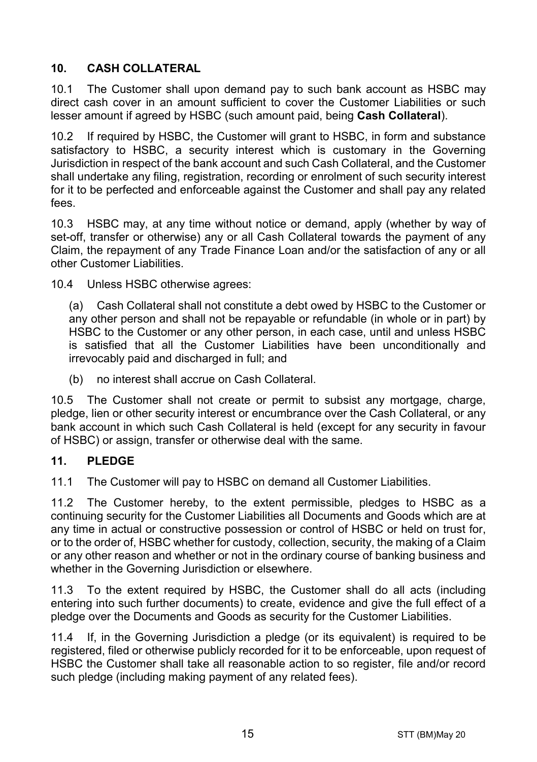## 10. CASH COLLATERAL

10.1 The Customer shall upon demand pay to such bank account as HSBC may direct cash cover in an amount sufficient to cover the Customer Liabilities or such lesser amount if agreed by HSBC (such amount paid, being **Cash Collateral**).

10.2 If required by HSBC, the Customer will grant to HSBC, in form and substance satisfactory to HSBC, a security interest which is customary in the Governing Jurisdiction in respect of the bank account and such Cash Collateral, and the Customer shall undertake any filing, registration, recording or enrolment of such security interest for it to be perfected and enforceable against the Customer and shall pay any related fees.

10.3 HSBC may, at any time without notice or demand, apply (whether by way of set-off, transfer or otherwise) any or all Cash Collateral towards the payment of any Claim, the repayment of any Trade Finance Loan and/or the satisfaction of any or all other Customer Liabilities.

10.4 Unless HSBC otherwise agrees:

(a) Cash Collateral shall not constitute a debt owed by HSBC to the Customer or any other person and shall not be repayable or refundable (in whole or in part) by HSBC to the Customer or any other person, in each case, until and unless HSBC is satisfied that all the Customer Liabilities have been unconditionally and irrevocably paid and discharged in full; and

(b) no interest shall accrue on Cash Collateral.

10.5 The Customer shall not create or permit to subsist any mortgage, charge, pledge, lien or other security interest or encumbrance over the Cash Collateral, or any bank account in which such Cash Collateral is held (except for any security in favour of HSBC) or assign, transfer or otherwise deal with the same.

## 11. PLEDGE

11.1 The Customer will pay to HSBC on demand all Customer Liabilities.

11.2 The Customer hereby, to the extent permissible, pledges to HSBC as a continuing security for the Customer Liabilities all Documents and Goods which are at any time in actual or constructive possession or control of HSBC or held on trust for, or to the order of, HSBC whether for custody, collection, security, the making of a Claim or any other reason and whether or not in the ordinary course of banking business and whether in the Governing Jurisdiction or elsewhere.

11.3 To the extent required by HSBC, the Customer shall do all acts (including entering into such further documents) to create, evidence and give the full effect of a pledge over the Documents and Goods as security for the Customer Liabilities.

11.4 If, in the Governing Jurisdiction a pledge (or its equivalent) is required to be registered, filed or otherwise publicly recorded for it to be enforceable, upon request of HSBC the Customer shall take all reasonable action to so register, file and/or record such pledge (including making payment of any related fees).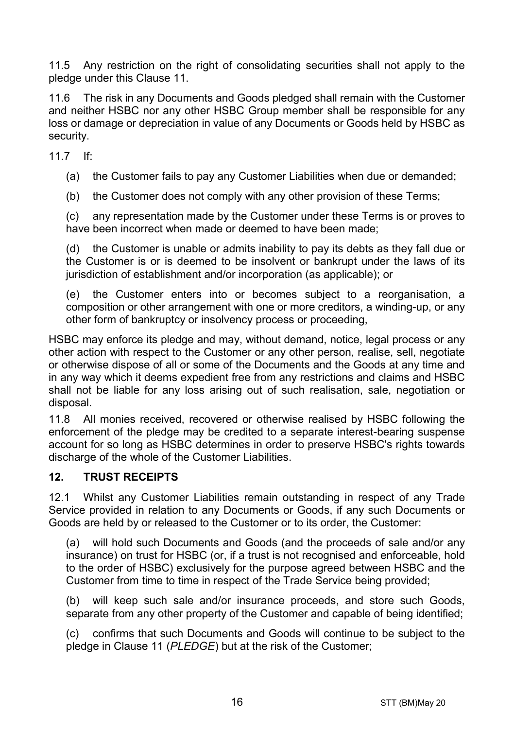11.5 Any restriction on the right of consolidating securities shall not apply to the pledge under this Clause 11.

11.6 The risk in any Documents and Goods pledged shall remain with the Customer and neither HSBC nor any other HSBC Group member shall be responsible for any loss or damage or depreciation in value of any Documents or Goods held by HSBC as security.

11.7 If:

(a) the Customer fails to pay any Customer Liabilities when due or demanded;

(b) the Customer does not comply with any other provision of these Terms;

(c) any representation made by the Customer under these Terms is or proves to have been incorrect when made or deemed to have been made;

(d) the Customer is unable or admits inability to pay its debts as they fall due or the Customer is or is deemed to be insolvent or bankrupt under the laws of its jurisdiction of establishment and/or incorporation (as applicable); or

(e) the Customer enters into or becomes subject to a reorganisation, a composition or other arrangement with one or more creditors, a winding-up, or any other form of bankruptcy or insolvency process or proceeding,

HSBC may enforce its pledge and may, without demand, notice, legal process or any other action with respect to the Customer or any other person, realise, sell, negotiate or otherwise dispose of all or some of the Documents and the Goods at any time and in any way which it deems expedient free from any restrictions and claims and HSBC shall not be liable for any loss arising out of such realisation, sale, negotiation or disposal.

11.8 All monies received, recovered or otherwise realised by HSBC following the enforcement of the pledge may be credited to a separate interest-bearing suspense account for so long as HSBC determines in order to preserve HSBC's rights towards discharge of the whole of the Customer Liabilities.

## 12. TRUST RECEIPTS

12.1 Whilst any Customer Liabilities remain outstanding in respect of any Trade Service provided in relation to any Documents or Goods, if any such Documents or Goods are held by or released to the Customer or to its order, the Customer:

(a) will hold such Documents and Goods (and the proceeds of sale and/or any insurance) on trust for HSBC (or, if a trust is not recognised and enforceable, hold to the order of HSBC) exclusively for the purpose agreed between HSBC and the Customer from time to time in respect of the Trade Service being provided;

(b) will keep such sale and/or insurance proceeds, and store such Goods, separate from any other property of the Customer and capable of being identified;

(c) confirms that such Documents and Goods will continue to be subject to the pledge in Clause 11 (*PLEDGE*) but at the risk of the Customer;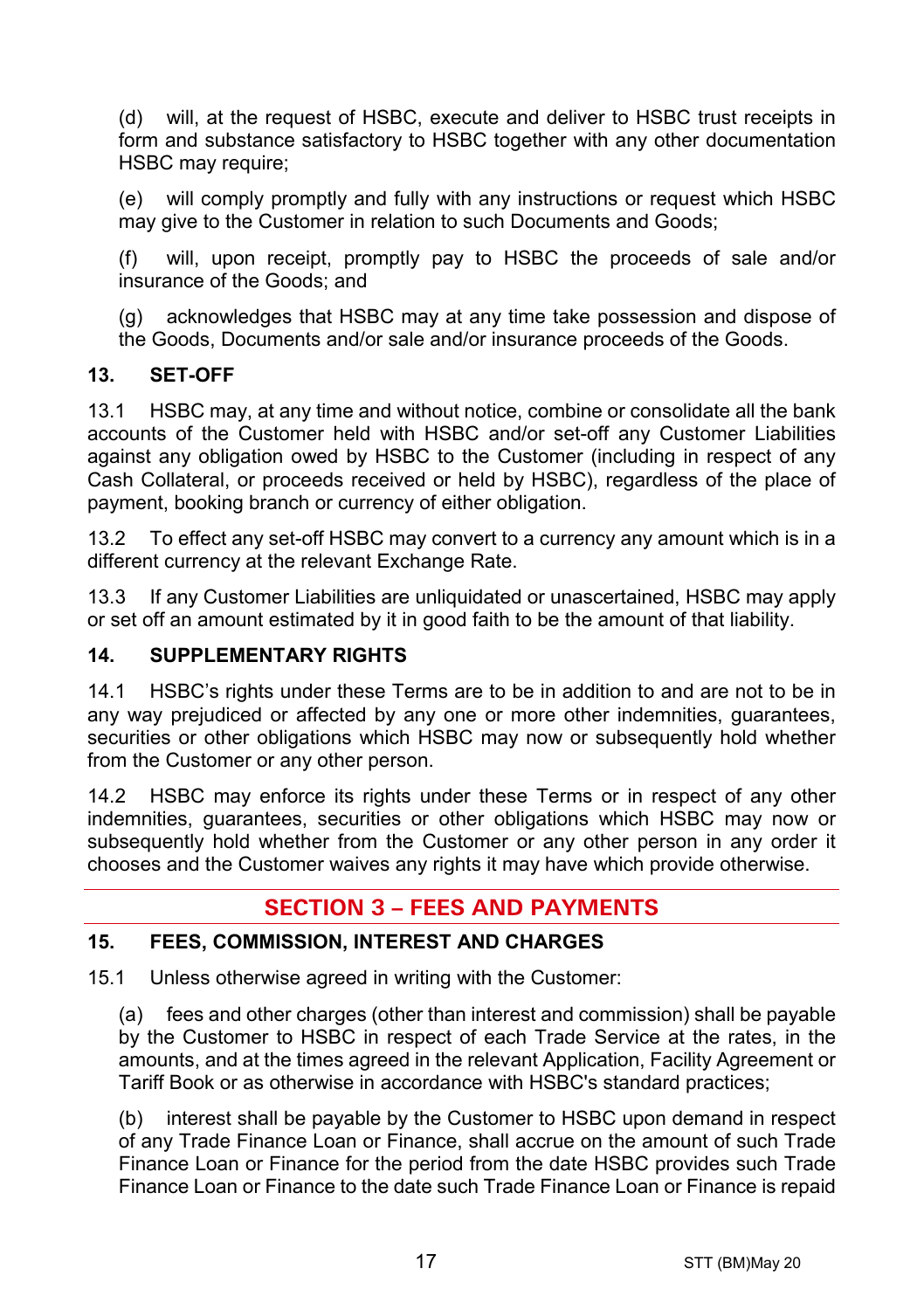(d) will, at the request of HSBC, execute and deliver to HSBC trust receipts in form and substance satisfactory to HSBC together with any other documentation HSBC may require;

(e) will comply promptly and fully with any instructions or request which HSBC may give to the Customer in relation to such Documents and Goods;

(f) will, upon receipt, promptly pay to HSBC the proceeds of sale and/or insurance of the Goods; and

(g) acknowledges that HSBC may at any time take possession and dispose of the Goods, Documents and/or sale and/or insurance proceeds of the Goods.

### 13. SET-OFF

13.1 HSBC may, at any time and without notice, combine or consolidate all the bank accounts of the Customer held with HSBC and/or set-off any Customer Liabilities against any obligation owed by HSBC to the Customer (including in respect of any Cash Collateral, or proceeds received or held by HSBC), regardless of the place of payment, booking branch or currency of either obligation.

13.2 To effect any set-off HSBC may convert to a currency any amount which is in a different currency at the relevant Exchange Rate.

13.3 If any Customer Liabilities are unliquidated or unascertained, HSBC may apply or set off an amount estimated by it in good faith to be the amount of that liability.

### 14. SUPPLEMENTARY RIGHTS

14.1 HSBC's rights under these Terms are to be in addition to and are not to be in any way prejudiced or affected by any one or more other indemnities, guarantees, securities or other obligations which HSBC may now or subsequently hold whether from the Customer or any other person.

14.2 HSBC may enforce its rights under these Terms or in respect of any other indemnities, guarantees, securities or other obligations which HSBC may now or subsequently hold whether from the Customer or any other person in any order it chooses and the Customer waives any rights it may have which provide otherwise.

## SECTION 3 – FEES AND PAYMENTS

### 15. FEES, COMMISSION, INTEREST AND CHARGES

15.1 Unless otherwise agreed in writing with the Customer:

(a) fees and other charges (other than interest and commission) shall be payable by the Customer to HSBC in respect of each Trade Service at the rates, in the amounts, and at the times agreed in the relevant Application, Facility Agreement or Tariff Book or as otherwise in accordance with HSBC's standard practices;

(b) interest shall be payable by the Customer to HSBC upon demand in respect of any Trade Finance Loan or Finance, shall accrue on the amount of such Trade Finance Loan or Finance for the period from the date HSBC provides such Trade Finance Loan or Finance to the date such Trade Finance Loan or Finance is repaid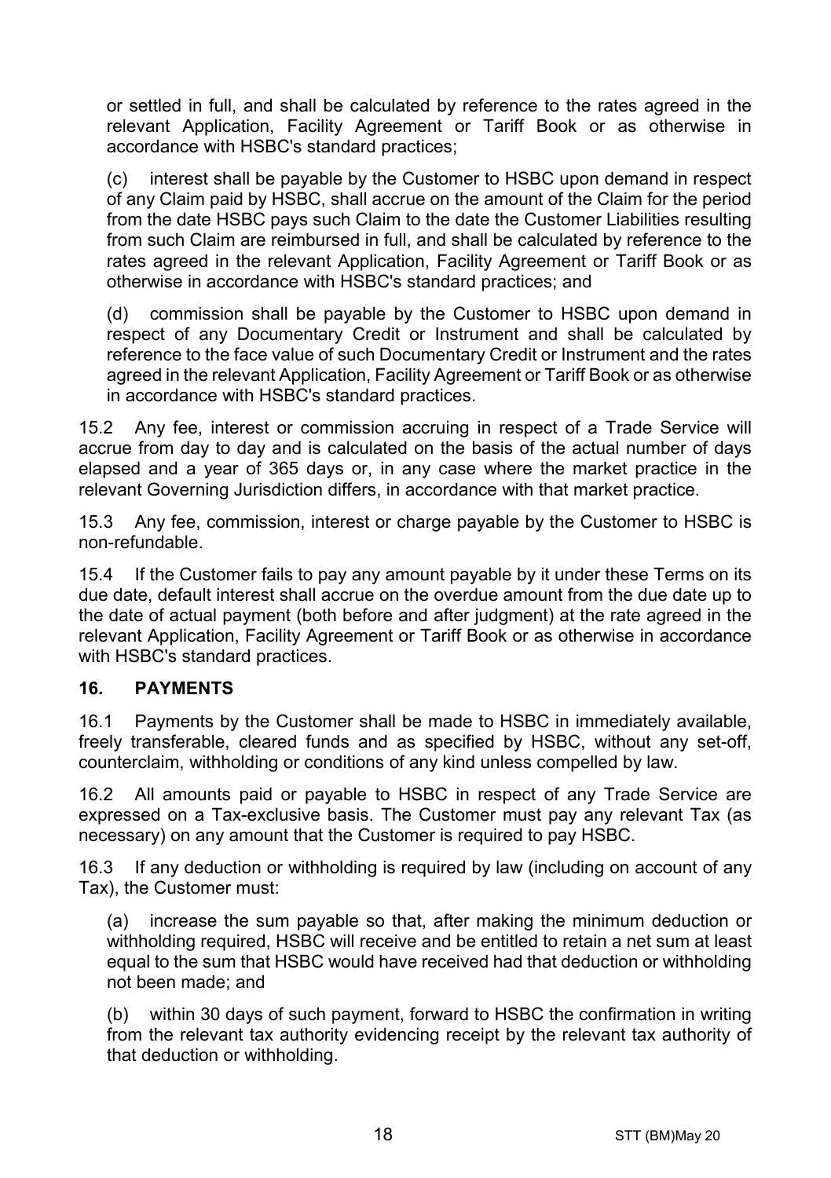or settled in full, and shall be calculated by reference to the rates agreed in the relevant Application, Facility Agreement or Tariff Book or as otherwise in accordance with HSBC's standard practices;

(c) interest shall be payable by the Customer to HSBC upon demand in respect of any Claim paid by HSBC, shall accrue on the amount of the Claim for the period from the date HSBC pays such Claim to the date the Customer Liabilities resulting from such Claim are reimbursed in full, and shall be calculated by reference to the rates agreed in the relevant Application, Facility Agreement or Tariff Book or as otherwise in accordance with HSBC's standard practices; and

(d) commission shall be payable by the Customer to HSBC upon demand in respect of any Documentary Credit or Instrument and shall be calculated by reference to the face value of such Documentary Credit or Instrument and the rates agreed in the relevant Application, Facility Agreement or Tariff Book or as otherwise in accordance with HSBC's standard practices.

15.2 Any fee, interest or commission accruing in respect of a Trade Service will accrue from day to day and is calculated on the basis of the actual number of days elapsed and a year of 365 days or, in any case where the market practice in the relevant Governing Jurisdiction differs, in accordance with that market practice.

15.3 Any fee, commission, interest or charge payable by the Customer to HSBC is non-refundable.

15.4 If the Customer fails to pay any amount payable by it under these Terms on its due date, default interest shall accrue on the overdue amount from the due date up to the date of actual payment (both before and after judgment) at the rate agreed in the relevant Application, Facility Agreement or Tariff Book or as otherwise in accordance with HSBC's standard practices.

## 16. PAYMENTS

16.1 Payments by the Customer shall be made to HSBC in immediately available, freely transferable, cleared funds and as specified by HSBC, without any set-off, counterclaim, withholding or conditions of any kind unless compelled by law.

16.2 All amounts paid or payable to HSBC in respect of any Trade Service are expressed on a Tax-exclusive basis. The Customer must pay any relevant Tax (as necessary) on any amount that the Customer is required to pay HSBC.

16.3 If any deduction or withholding is required by law (including on account of any Tax), the Customer must:

(a) increase the sum payable so that, after making the minimum deduction or withholding required, HSBC will receive and be entitled to retain a net sum at least equal to the sum that HSBC would have received had that deduction or withholding not been made; and

(b) within 30 days of such payment, forward to HSBC the confirmation in writing from the relevant tax authority evidencing receipt by the relevant tax authority of that deduction or withholding.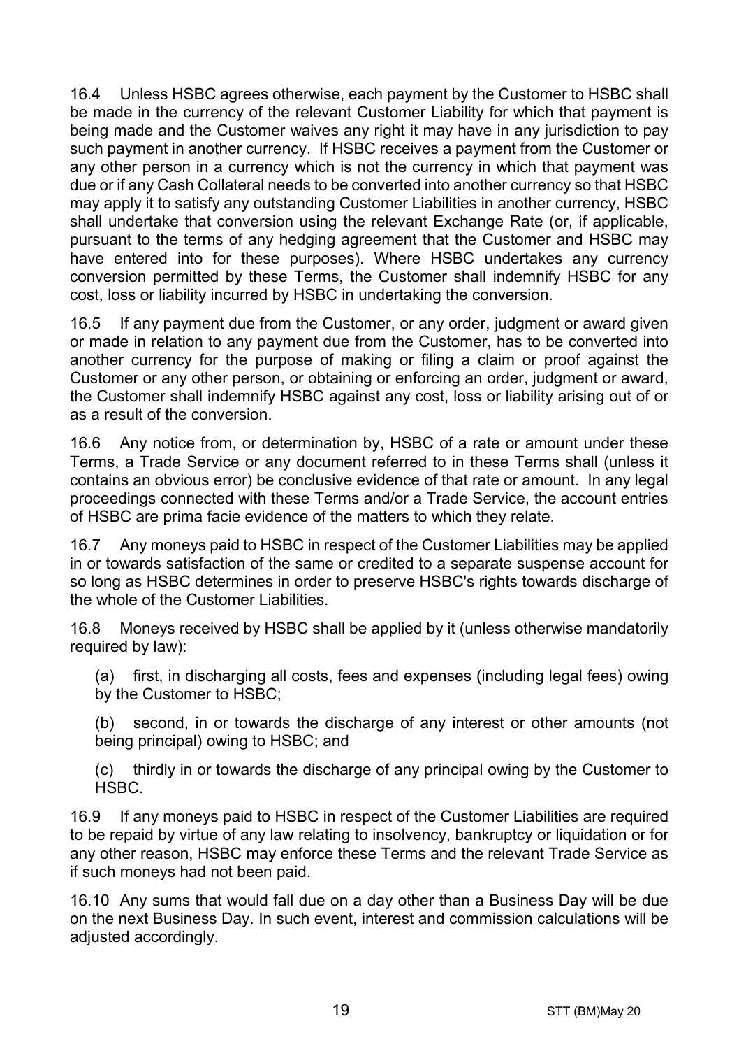16.4 Unless HSBC agrees otherwise, each payment by the Customer to HSBC shall be made in the currency of the relevant Customer Liability for which that payment is being made and the Customer waives any right it may have in any jurisdiction to pay such payment in another currency. If HSBC receives a payment from the Customer or any other person in a currency which is not the currency in which that payment was due or if any Cash Collateral needs to be converted into another currency so that HSBC may apply it to satisfy any outstanding Customer Liabilities in another currency, HSBC shall undertake that conversion using the relevant Exchange Rate (or, if applicable, pursuant to the terms of any hedging agreement that the Customer and HSBC may have entered into for these purposes). Where HSBC undertakes any currency conversion permitted by these Terms, the Customer shall indemnify HSBC for any cost, loss or liability incurred by HSBC in undertaking the conversion.

16.5 If any payment due from the Customer, or any order, judgment or award given or made in relation to any payment due from the Customer, has to be converted into another currency for the purpose of making or filing a claim or proof against the Customer or any other person, or obtaining or enforcing an order, judgment or award, the Customer shall indemnify HSBC against any cost, loss or liability arising out of or as a result of the conversion.

16.6 Any notice from, or determination by, HSBC of a rate or amount under these Terms, a Trade Service or any document referred to in these Terms shall (unless it contains an obvious error) be conclusive evidence of that rate or amount. In any legal proceedings connected with these Terms and/or a Trade Service, the account entries of HSBC are prima facie evidence of the matters to which they relate.

16.7 Any moneys paid to HSBC in respect of the Customer Liabilities may be applied in or towards satisfaction of the same or credited to a separate suspense account for so long as HSBC determines in order to preserve HSBC's rights towards discharge of the whole of the Customer Liabilities.

16.8 Moneys received by HSBC shall be applied by it (unless otherwise mandatorily required by law):

(a) first, in discharging all costs, fees and expenses (including legal fees) owing by the Customer to HSBC;

(b) second, in or towards the discharge of any interest or other amounts (not being principal) owing to HSBC; and

(c) thirdly in or towards the discharge of any principal owing by the Customer to HSBC.

16.9 If any moneys paid to HSBC in respect of the Customer Liabilities are required to be repaid by virtue of any law relating to insolvency, bankruptcy or liquidation or for any other reason, HSBC may enforce these Terms and the relevant Trade Service as if such moneys had not been paid.

16.10 Any sums that would fall due on a day other than a Business Day will be due on the next Business Day. In such event, interest and commission calculations will be adjusted accordingly.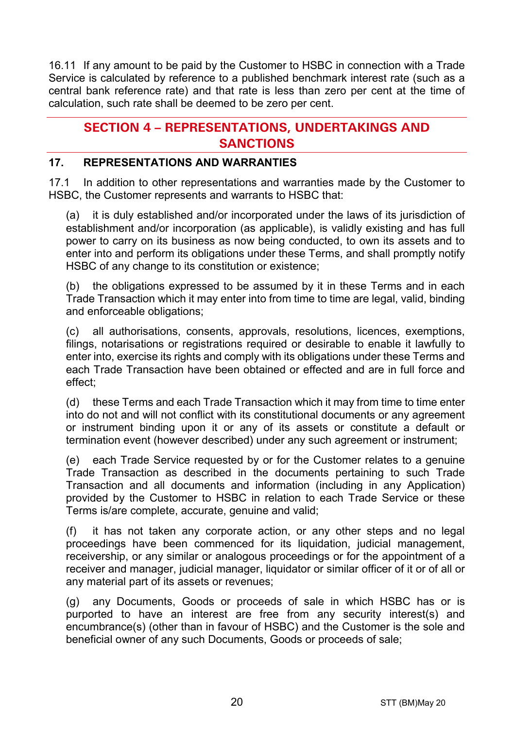16.11 If any amount to be paid by the Customer to HSBC in connection with a Trade Service is calculated by reference to a published benchmark interest rate (such as a central bank reference rate) and that rate is less than zero per cent at the time of calculation, such rate shall be deemed to be zero per cent.

## SECTION 4 – REPRESENTATIONS, UNDERTAKINGS AND SANCTIONS

### 17. REPRESENTATIONS AND WARRANTIES

17.1 In addition to other representations and warranties made by the Customer to HSBC, the Customer represents and warrants to HSBC that:

(a) it is duly established and/or incorporated under the laws of its jurisdiction of establishment and/or incorporation (as applicable), is validly existing and has full power to carry on its business as now being conducted, to own its assets and to enter into and perform its obligations under these Terms, and shall promptly notify HSBC of any change to its constitution or existence;

(b) the obligations expressed to be assumed by it in these Terms and in each Trade Transaction which it may enter into from time to time are legal, valid, binding and enforceable obligations;

(c) all authorisations, consents, approvals, resolutions, licences, exemptions, filings, notarisations or registrations required or desirable to enable it lawfully to enter into, exercise its rights and comply with its obligations under these Terms and each Trade Transaction have been obtained or effected and are in full force and effect;

(d) these Terms and each Trade Transaction which it may from time to time enter into do not and will not conflict with its constitutional documents or any agreement or instrument binding upon it or any of its assets or constitute a default or termination event (however described) under any such agreement or instrument;

(e) each Trade Service requested by or for the Customer relates to a genuine Trade Transaction as described in the documents pertaining to such Trade Transaction and all documents and information (including in any Application) provided by the Customer to HSBC in relation to each Trade Service or these Terms is/are complete, accurate, genuine and valid;

(f) it has not taken any corporate action, or any other steps and no legal proceedings have been commenced for its liquidation, judicial management, receivership, or any similar or analogous proceedings or for the appointment of a receiver and manager, judicial manager, liquidator or similar officer of it or of all or any material part of its assets or revenues;

(g) any Documents, Goods or proceeds of sale in which HSBC has or is purported to have an interest are free from any security interest(s) and encumbrance(s) (other than in favour of HSBC) and the Customer is the sole and beneficial owner of any such Documents, Goods or proceeds of sale;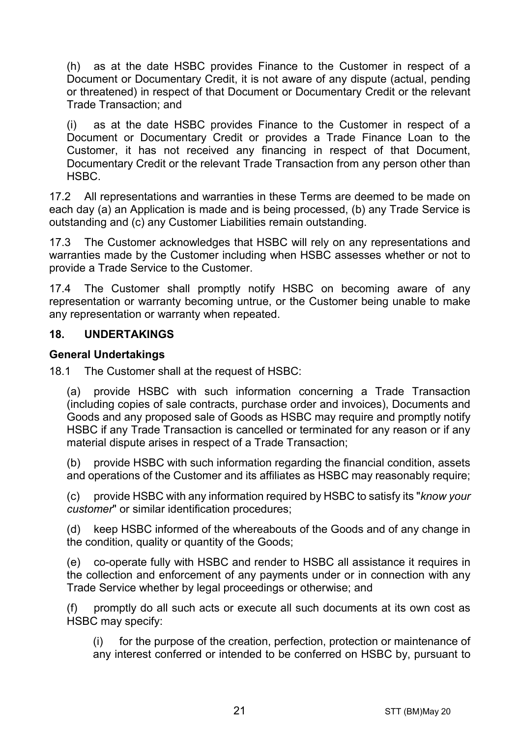(h) as at the date HSBC provides Finance to the Customer in respect of a Document or Documentary Credit, it is not aware of any dispute (actual, pending or threatened) in respect of that Document or Documentary Credit or the relevant Trade Transaction; and

(i) as at the date HSBC provides Finance to the Customer in respect of a Document or Documentary Credit or provides a Trade Finance Loan to the Customer, it has not received any financing in respect of that Document, Documentary Credit or the relevant Trade Transaction from any person other than HSBC.

17.2 All representations and warranties in these Terms are deemed to be made on each day (a) an Application is made and is being processed, (b) any Trade Service is outstanding and (c) any Customer Liabilities remain outstanding.

17.3 The Customer acknowledges that HSBC will rely on any representations and warranties made by the Customer including when HSBC assesses whether or not to provide a Trade Service to the Customer.

17.4 The Customer shall promptly notify HSBC on becoming aware of any representation or warranty becoming untrue, or the Customer being unable to make any representation or warranty when repeated.

## 18. UNDERTAKINGS

### General Undertakings

18.1 The Customer shall at the request of HSBC:

(a) provide HSBC with such information concerning a Trade Transaction (including copies of sale contracts, purchase order and invoices), Documents and Goods and any proposed sale of Goods as HSBC may require and promptly notify HSBC if any Trade Transaction is cancelled or terminated for any reason or if any material dispute arises in respect of a Trade Transaction;

(b) provide HSBC with such information regarding the financial condition, assets and operations of the Customer and its affiliates as HSBC may reasonably require;

(c) provide HSBC with any information required by HSBC to satisfy its "*know your customer*" or similar identification procedures;

(d) keep HSBC informed of the whereabouts of the Goods and of any change in the condition, quality or quantity of the Goods;

(e) co-operate fully with HSBC and render to HSBC all assistance it requires in the collection and enforcement of any payments under or in connection with any Trade Service whether by legal proceedings or otherwise; and

(f) promptly do all such acts or execute all such documents at its own cost as HSBC may specify:

(i) for the purpose of the creation, perfection, protection or maintenance of any interest conferred or intended to be conferred on HSBC by, pursuant to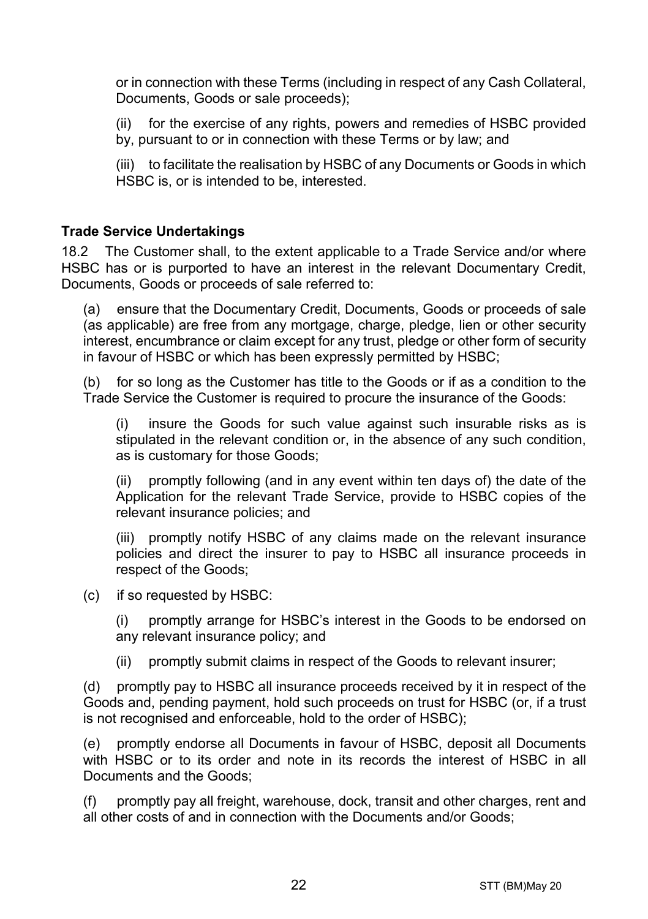or in connection with these Terms (including in respect of any Cash Collateral, Documents, Goods or sale proceeds);

(ii) for the exercise of any rights, powers and remedies of HSBC provided by, pursuant to or in connection with these Terms or by law; and

(iii) to facilitate the realisation by HSBC of any Documents or Goods in which HSBC is, or is intended to be, interested.

**Trade Service Undertakings**

18.2 The Customer shall, to the extent applicable to a Trade Service and/or where HSBC has or is purported to have an interest in the relevant Documentary Credit, Documents, Goods or proceeds of sale referred to:

(a) ensure that the Documentary Credit, Documents, Goods or proceeds of sale (as applicable) are free from any mortgage, charge, pledge, lien or other security interest, encumbrance or claim except for any trust, pledge or other form of security in favour of HSBC or which has been expressly permitted by HSBC;

(b) for so long as the Customer has title to the Goods or if as a condition to the Trade Service the Customer is required to procure the insurance of the Goods:

(i) insure the Goods for such value against such insurable risks as is stipulated in the relevant condition or, in the absence of any such condition, as is customary for those Goods;

(ii) promptly following (and in any event within ten days of) the date of the Application for the relevant Trade Service, provide to HSBC copies of the relevant insurance policies; and

(iii) promptly notify HSBC of any claims made on the relevant insurance policies and direct the insurer to pay to HSBC all insurance proceeds in respect of the Goods;

(c) if so requested by HSBC:

(i) promptly arrange for HSBC's interest in the Goods to be endorsed on any relevant insurance policy; and

(ii) promptly submit claims in respect of the Goods to relevant insurer;

(d) promptly pay to HSBC all insurance proceeds received by it in respect of the Goods and, pending payment, hold such proceeds on trust for HSBC (or, if a trust is not recognised and enforceable, hold to the order of HSBC);

(e) promptly endorse all Documents in favour of HSBC, deposit all Documents with HSBC or to its order and note in its records the interest of HSBC in all Documents and the Goods;

(f) promptly pay all freight, warehouse, dock, transit and other charges, rent and all other costs of and in connection with the Documents and/or Goods;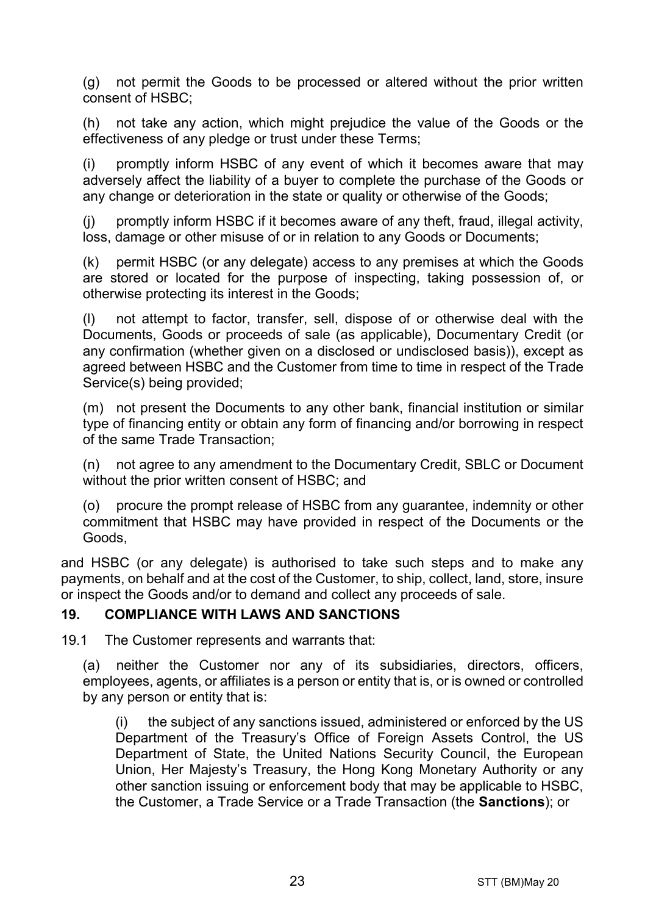(g) not permit the Goods to be processed or altered without the prior written consent of HSBC;

(h) not take any action, which might prejudice the value of the Goods or the effectiveness of any pledge or trust under these Terms;

(i) promptly inform HSBC of any event of which it becomes aware that may adversely affect the liability of a buyer to complete the purchase of the Goods or any change or deterioration in the state or quality or otherwise of the Goods;

(j) promptly inform HSBC if it becomes aware of any theft, fraud, illegal activity, loss, damage or other misuse of or in relation to any Goods or Documents;

(k) permit HSBC (or any delegate) access to any premises at which the Goods are stored or located for the purpose of inspecting, taking possession of, or otherwise protecting its interest in the Goods;

(l) not attempt to factor, transfer, sell, dispose of or otherwise deal with the Documents, Goods or proceeds of sale (as applicable), Documentary Credit (or any confirmation (whether given on a disclosed or undisclosed basis)), except as agreed between HSBC and the Customer from time to time in respect of the Trade Service(s) being provided;

(m) not present the Documents to any other bank, financial institution or similar type of financing entity or obtain any form of financing and/or borrowing in respect of the same Trade Transaction;

(n) not agree to any amendment to the Documentary Credit, SBLC or Document without the prior written consent of HSBC; and

(o) procure the prompt release of HSBC from any guarantee, indemnity or other commitment that HSBC may have provided in respect of the Documents or the Goods,

and HSBC (or any delegate) is authorised to take such steps and to make any payments, on behalf and at the cost of the Customer, to ship, collect, land, store, insure or inspect the Goods and/or to demand and collect any proceeds of sale.

## 19. COMPLIANCE WITH LAWS AND SANCTIONS

19.1 The Customer represents and warrants that:

(a) neither the Customer nor any of its subsidiaries, directors, officers, employees, agents, or affiliates is a person or entity that is, or is owned or controlled by any person or entity that is:

(i) the subject of any sanctions issued, administered or enforced by the US Department of the Treasury's Office of Foreign Assets Control, the US Department of State, the United Nations Security Council, the European Union, Her Majesty's Treasury, the Hong Kong Monetary Authority or any other sanction issuing or enforcement body that may be applicable to HSBC, the Customer, a Trade Service or a Trade Transaction (the **Sanctions**); or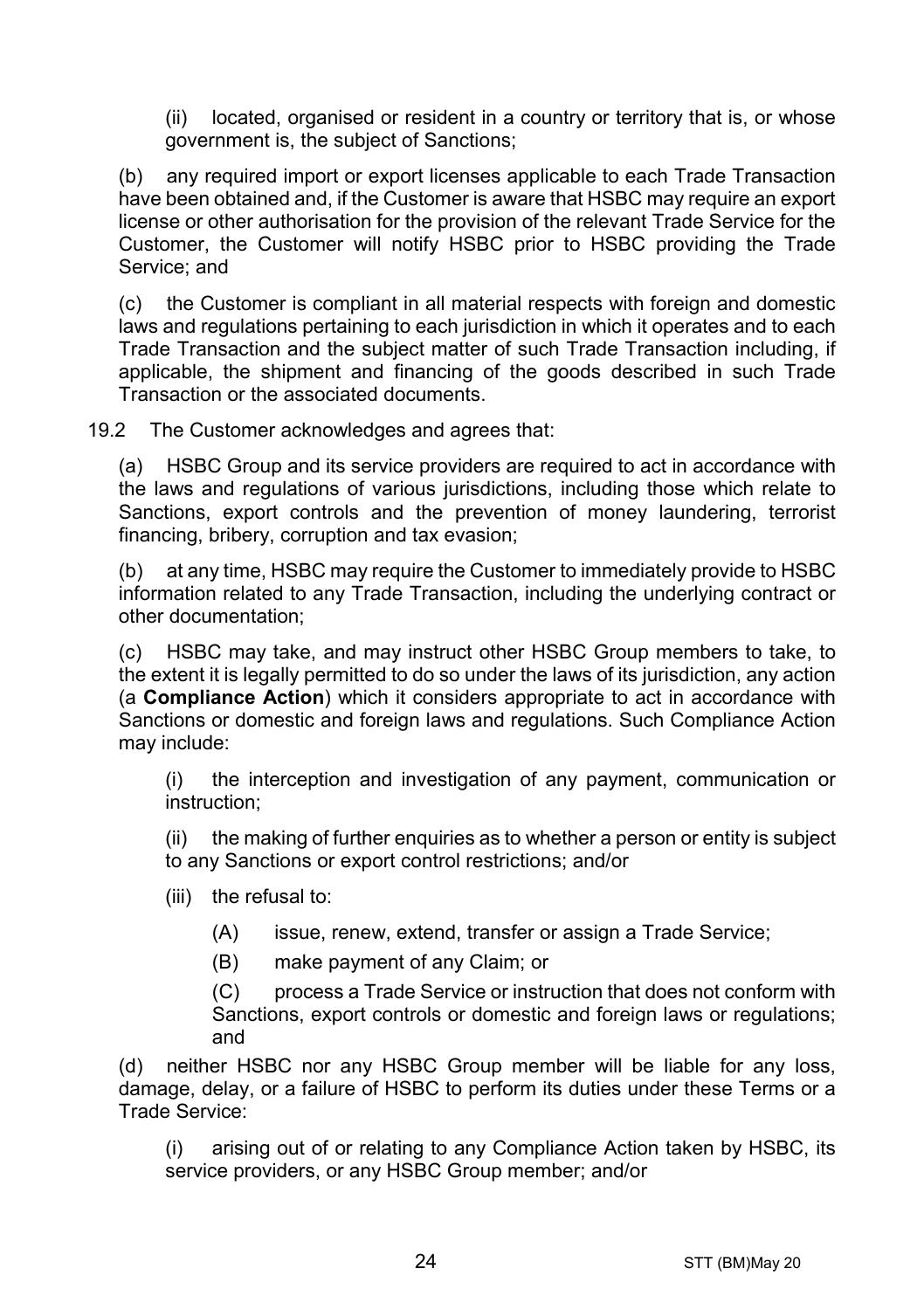(ii) located, organised or resident in a country or territory that is, or whose government is, the subject of Sanctions;

(b) any required import or export licenses applicable to each Trade Transaction have been obtained and, if the Customer is aware that HSBC may require an export license or other authorisation for the provision of the relevant Trade Service for the Customer, the Customer will notify HSBC prior to HSBC providing the Trade Service; and

(c) the Customer is compliant in all material respects with foreign and domestic laws and regulations pertaining to each jurisdiction in which it operates and to each Trade Transaction and the subject matter of such Trade Transaction including, if applicable, the shipment and financing of the goods described in such Trade Transaction or the associated documents.

19.2 The Customer acknowledges and agrees that:

(a) HSBC Group and its service providers are required to act in accordance with the laws and regulations of various jurisdictions, including those which relate to Sanctions, export controls and the prevention of money laundering, terrorist financing, bribery, corruption and tax evasion;

(b) at any time, HSBC may require the Customer to immediately provide to HSBC information related to any Trade Transaction, including the underlying contract or other documentation;

(c) HSBC may take, and may instruct other HSBC Group members to take, to the extent it is legally permitted to do so under the laws of its jurisdiction, any action (a **Compliance Action**) which it considers appropriate to act in accordance with Sanctions or domestic and foreign laws and regulations. Such Compliance Action may include:

(i) the interception and investigation of any payment, communication or instruction;

(ii) the making of further enquiries as to whether a person or entity is subject to any Sanctions or export control restrictions; and/or

(iii) the refusal to:

(A) issue, renew, extend, transfer or assign a Trade Service;

(B) make payment of any Claim; or

(C) process a Trade Service or instruction that does not conform with Sanctions, export controls or domestic and foreign laws or regulations; and

(d) neither HSBC nor any HSBC Group member will be liable for any loss, damage, delay, or a failure of HSBC to perform its duties under these Terms or a Trade Service:

(i) arising out of or relating to any Compliance Action taken by HSBC, its service providers, or any HSBC Group member; and/or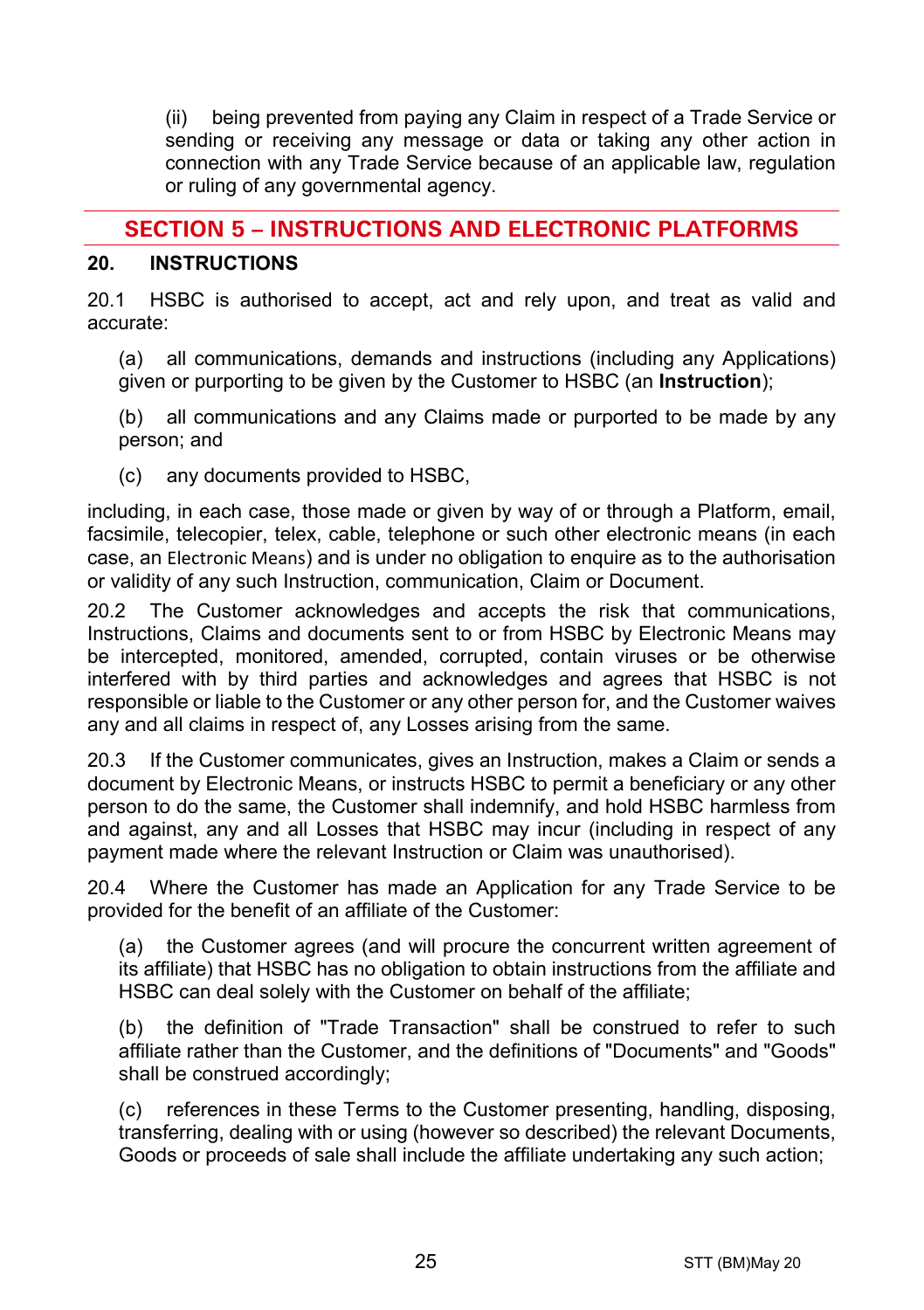(ii) being prevented from paying any Claim in respect of a Trade Service or sending or receiving any message or data or taking any other action in connection with any Trade Service because of an applicable law, regulation or ruling of any governmental agency.

## SECTION 5 – INSTRUCTIONS AND ELECTRONIC PLATFORMS

### 20. INSTRUCTIONS

20.1 HSBC is authorised to accept, act and rely upon, and treat as valid and accurate:

(a) all communications, demands and instructions (including any Applications) given or purporting to be given by the Customer to HSBC (an **Instruction**);

(b) all communications and any Claims made or purported to be made by any person; and

(c) any documents provided to HSBC,

including, in each case, those made or given by way of or through a Platform, email, facsimile, telecopier, telex, cable, telephone or such other electronic means (in each case, an Electronic Means) and is under no obligation to enquire as to the authorisation or validity of any such Instruction, communication, Claim or Document.

20.2 The Customer acknowledges and accepts the risk that communications, Instructions, Claims and documents sent to or from HSBC by Electronic Means may be intercepted, monitored, amended, corrupted, contain viruses or be otherwise interfered with by third parties and acknowledges and agrees that HSBC is not responsible or liable to the Customer or any other person for, and the Customer waives any and all claims in respect of, any Losses arising from the same.

20.3 If the Customer communicates, gives an Instruction, makes a Claim or sends a document by Electronic Means, or instructs HSBC to permit a beneficiary or any other person to do the same, the Customer shall indemnify, and hold HSBC harmless from and against, any and all Losses that HSBC may incur (including in respect of any payment made where the relevant Instruction or Claim was unauthorised).

20.4 Where the Customer has made an Application for any Trade Service to be provided for the benefit of an affiliate of the Customer:

(a) the Customer agrees (and will procure the concurrent written agreement of its affiliate) that HSBC has no obligation to obtain instructions from the affiliate and HSBC can deal solely with the Customer on behalf of the affiliate;

(b) the definition of "Trade Transaction" shall be construed to refer to such affiliate rather than the Customer, and the definitions of "Documents" and "Goods" shall be construed accordingly;

(c) references in these Terms to the Customer presenting, handling, disposing, transferring, dealing with or using (however so described) the relevant Documents, Goods or proceeds of sale shall include the affiliate undertaking any such action;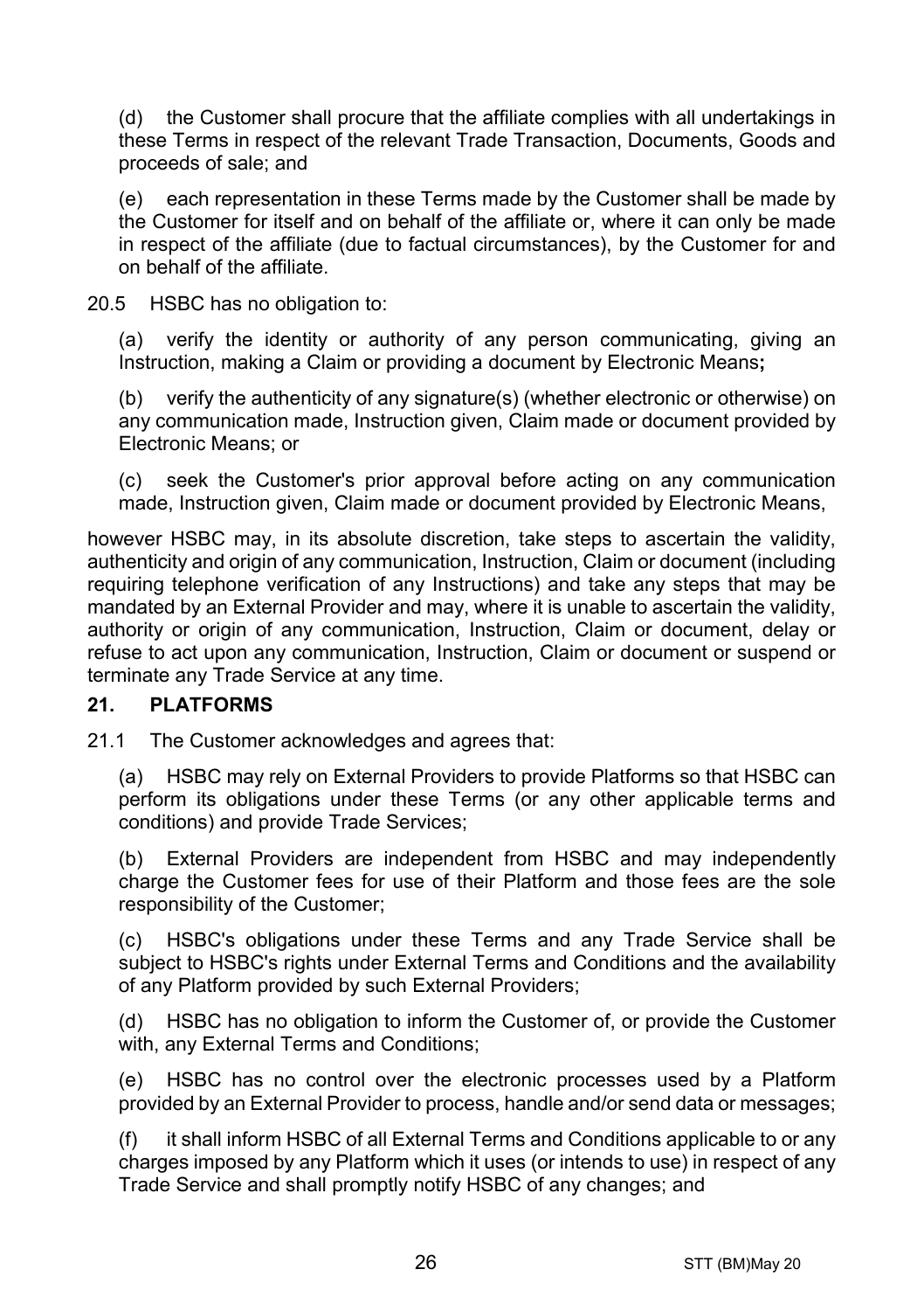(d) the Customer shall procure that the affiliate complies with all undertakings in these Terms in respect of the relevant Trade Transaction, Documents, Goods and proceeds of sale; and

(e) each representation in these Terms made by the Customer shall be made by the Customer for itself and on behalf of the affiliate or, where it can only be made in respect of the affiliate (due to factual circumstances), by the Customer for and on behalf of the affiliate.

20.5 HSBC has no obligation to:

(a) verify the identity or authority of any person communicating, giving an Instruction, making a Claim or providing a document by Electronic Means**;**

(b) verify the authenticity of any signature(s) (whether electronic or otherwise) on any communication made, Instruction given, Claim made or document provided by Electronic Means; or

(c) seek the Customer's prior approval before acting on any communication made, Instruction given, Claim made or document provided by Electronic Means,

however HSBC may, in its absolute discretion, take steps to ascertain the validity, authenticity and origin of any communication, Instruction, Claim or document (including requiring telephone verification of any Instructions) and take any steps that may be mandated by an External Provider and may, where it is unable to ascertain the validity, authority or origin of any communication, Instruction, Claim or document, delay or refuse to act upon any communication, Instruction, Claim or document or suspend or terminate any Trade Service at any time.

## 21. PLATFORMS

21.1 The Customer acknowledges and agrees that:

(a) HSBC may rely on External Providers to provide Platforms so that HSBC can perform its obligations under these Terms (or any other applicable terms and conditions) and provide Trade Services;

(b) External Providers are independent from HSBC and may independently charge the Customer fees for use of their Platform and those fees are the sole responsibility of the Customer;

(c) HSBC's obligations under these Terms and any Trade Service shall be subject to HSBC's rights under External Terms and Conditions and the availability of any Platform provided by such External Providers;

(d) HSBC has no obligation to inform the Customer of, or provide the Customer with, any External Terms and Conditions;

(e) HSBC has no control over the electronic processes used by a Platform provided by an External Provider to process, handle and/or send data or messages;

(f) it shall inform HSBC of all External Terms and Conditions applicable to or any charges imposed by any Platform which it uses (or intends to use) in respect of any Trade Service and shall promptly notify HSBC of any changes; and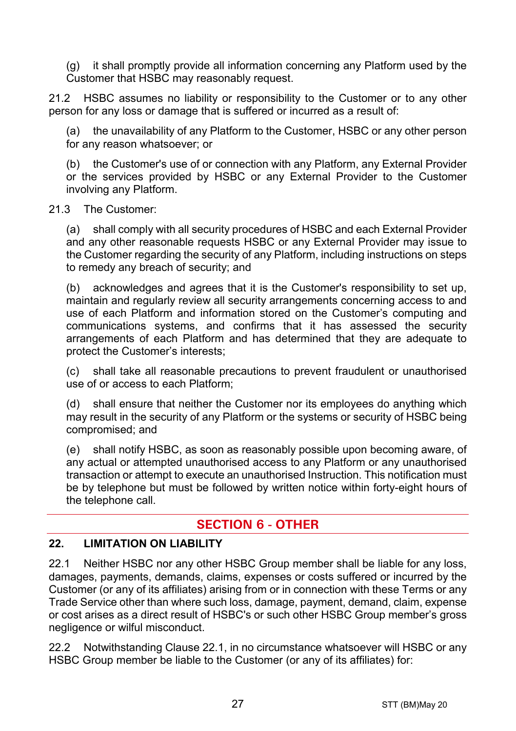(g) it shall promptly provide all information concerning any Platform used by the Customer that HSBC may reasonably request.

21.2 HSBC assumes no liability or responsibility to the Customer or to any other person for any loss or damage that is suffered or incurred as a result of:

(a) the unavailability of any Platform to the Customer, HSBC or any other person for any reason whatsoever; or

(b) the Customer's use of or connection with any Platform, any External Provider or the services provided by HSBC or any External Provider to the Customer involving any Platform.

21.3 The Customer:

(a) shall comply with all security procedures of HSBC and each External Provider and any other reasonable requests HSBC or any External Provider may issue to the Customer regarding the security of any Platform, including instructions on steps to remedy any breach of security; and

(b) acknowledges and agrees that it is the Customer's responsibility to set up, maintain and regularly review all security arrangements concerning access to and use of each Platform and information stored on the Customer's computing and communications systems, and confirms that it has assessed the security arrangements of each Platform and has determined that they are adequate to protect the Customer's interests;

(c) shall take all reasonable precautions to prevent fraudulent or unauthorised use of or access to each Platform;

(d) shall ensure that neither the Customer nor its employees do anything which may result in the security of any Platform or the systems or security of HSBC being compromised; and

(e) shall notify HSBC, as soon as reasonably possible upon becoming aware, of any actual or attempted unauthorised access to any Platform or any unauthorised transaction or attempt to execute an unauthorised Instruction. This notification must be by telephone but must be followed by written notice within forty-eight hours of the telephone call.

## SECTION 6 - OTHER

### 22. LIMITATION ON LIABILITY

22.1 Neither HSBC nor any other HSBC Group member shall be liable for any loss, damages, payments, demands, claims, expenses or costs suffered or incurred by the Customer (or any of its affiliates) arising from or in connection with these Terms or any Trade Service other than where such loss, damage, payment, demand, claim, expense or cost arises as a direct result of HSBC's or such other HSBC Group member's gross negligence or wilful misconduct.

22.2 Notwithstanding Clause 22.1, in no circumstance whatsoever will HSBC or any HSBC Group member be liable to the Customer (or any of its affiliates) for: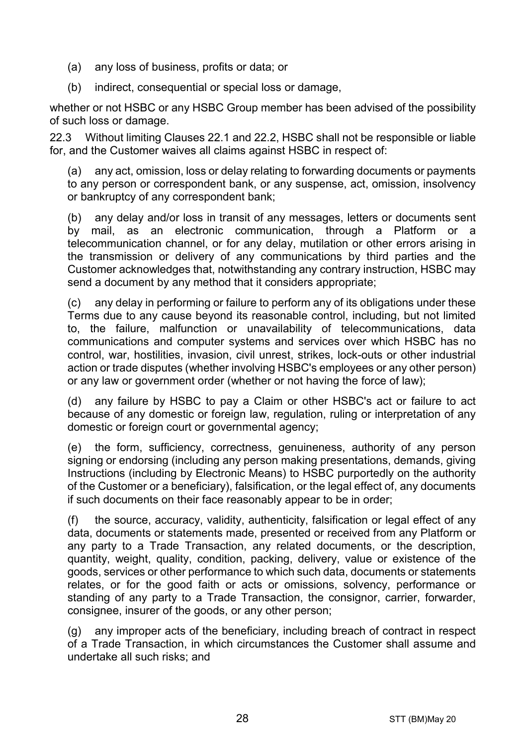(a) any loss of business, profits or data; or

(b) indirect, consequential or special loss or damage,

whether or not HSBC or any HSBC Group member has been advised of the possibility of such loss or damage.

22.3 Without limiting Clauses 22.1 and 22.2, HSBC shall not be responsible or liable for, and the Customer waives all claims against HSBC in respect of:

(a) any act, omission, loss or delay relating to forwarding documents or payments to any person or correspondent bank, or any suspense, act, omission, insolvency or bankruptcy of any correspondent bank;

(b) any delay and/or loss in transit of any messages, letters or documents sent by mail, as an electronic communication, through a Platform or a telecommunication channel, or for any delay, mutilation or other errors arising in the transmission or delivery of any communications by third parties and the Customer acknowledges that, notwithstanding any contrary instruction, HSBC may send a document by any method that it considers appropriate;

(c) any delay in performing or failure to perform any of its obligations under these Terms due to any cause beyond its reasonable control, including, but not limited to, the failure, malfunction or unavailability of telecommunications, data communications and computer systems and services over which HSBC has no control, war, hostilities, invasion, civil unrest, strikes, lock-outs or other industrial action or trade disputes (whether involving HSBC's employees or any other person) or any law or government order (whether or not having the force of law);

(d) any failure by HSBC to pay a Claim or other HSBC's act or failure to act because of any domestic or foreign law, regulation, ruling or interpretation of any domestic or foreign court or governmental agency;

(e) the form, sufficiency, correctness, genuineness, authority of any person signing or endorsing (including any person making presentations, demands, giving Instructions (including by Electronic Means) to HSBC purportedly on the authority of the Customer or a beneficiary), falsification, or the legal effect of, any documents if such documents on their face reasonably appear to be in order;

(f) the source, accuracy, validity, authenticity, falsification or legal effect of any data, documents or statements made, presented or received from any Platform or any party to a Trade Transaction, any related documents, or the description, quantity, weight, quality, condition, packing, delivery, value or existence of the goods, services or other performance to which such data, documents or statements relates, or for the good faith or acts or omissions, solvency, performance or standing of any party to a Trade Transaction, the consignor, carrier, forwarder, consignee, insurer of the goods, or any other person;

(g) any improper acts of the beneficiary, including breach of contract in respect of a Trade Transaction, in which circumstances the Customer shall assume and undertake all such risks; and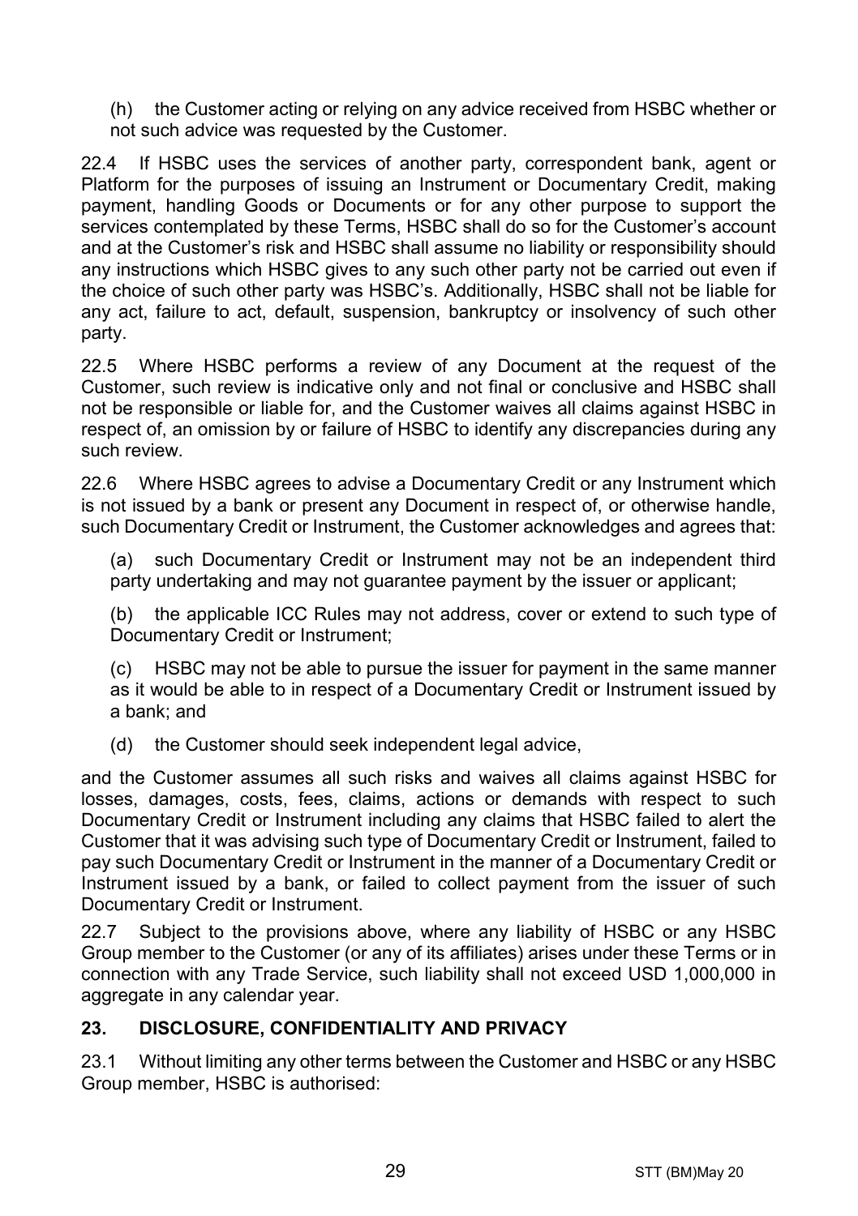(h) the Customer acting or relying on any advice received from HSBC whether or not such advice was requested by the Customer.

22.4 If HSBC uses the services of another party, correspondent bank, agent or Platform for the purposes of issuing an Instrument or Documentary Credit, making payment, handling Goods or Documents or for any other purpose to support the services contemplated by these Terms, HSBC shall do so for the Customer's account and at the Customer's risk and HSBC shall assume no liability or responsibility should any instructions which HSBC gives to any such other party not be carried out even if the choice of such other party was HSBC's. Additionally, HSBC shall not be liable for any act, failure to act, default, suspension, bankruptcy or insolvency of such other party.

22.5 Where HSBC performs a review of any Document at the request of the Customer, such review is indicative only and not final or conclusive and HSBC shall not be responsible or liable for, and the Customer waives all claims against HSBC in respect of, an omission by or failure of HSBC to identify any discrepancies during any such review.

22.6 Where HSBC agrees to advise a Documentary Credit or any Instrument which is not issued by a bank or present any Document in respect of, or otherwise handle, such Documentary Credit or Instrument, the Customer acknowledges and agrees that:

(a) such Documentary Credit or Instrument may not be an independent third party undertaking and may not guarantee payment by the issuer or applicant;

(b) the applicable ICC Rules may not address, cover or extend to such type of Documentary Credit or Instrument;

(c) HSBC may not be able to pursue the issuer for payment in the same manner as it would be able to in respect of a Documentary Credit or Instrument issued by a bank; and

(d) the Customer should seek independent legal advice,

and the Customer assumes all such risks and waives all claims against HSBC for losses, damages, costs, fees, claims, actions or demands with respect to such Documentary Credit or Instrument including any claims that HSBC failed to alert the Customer that it was advising such type of Documentary Credit or Instrument, failed to pay such Documentary Credit or Instrument in the manner of a Documentary Credit or Instrument issued by a bank, or failed to collect payment from the issuer of such Documentary Credit or Instrument.

22.7 Subject to the provisions above, where any liability of HSBC or any HSBC Group member to the Customer (or any of its affiliates) arises under these Terms or in connection with any Trade Service, such liability shall not exceed USD 1,000,000 in aggregate in any calendar year.

## 23. DISCLOSURE, CONFIDENTIALITY AND PRIVACY

23.1 Without limiting any other terms between the Customer and HSBC or any HSBC Group member, HSBC is authorised: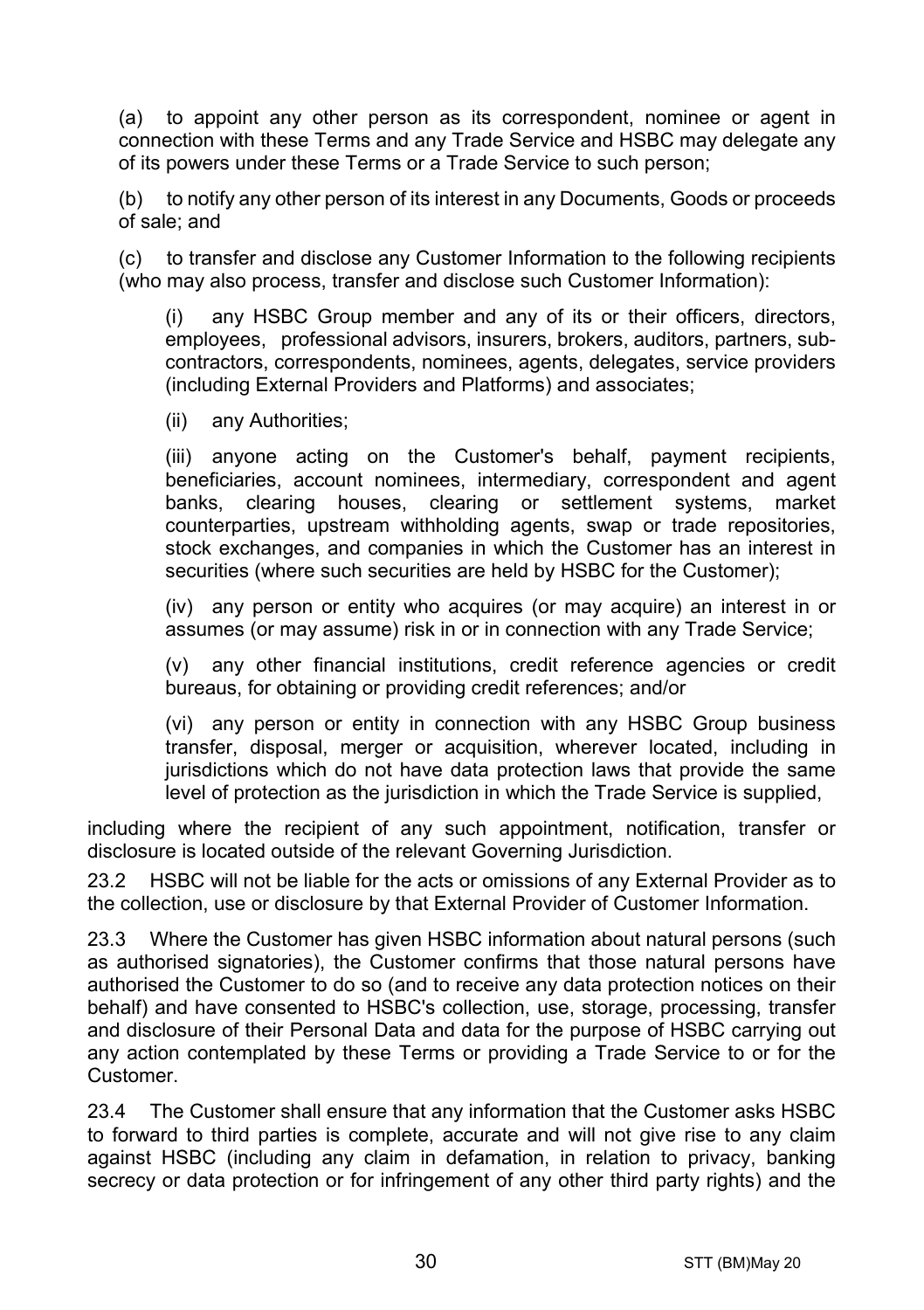(a) to appoint any other person as its correspondent, nominee or agent in connection with these Terms and any Trade Service and HSBC may delegate any of its powers under these Terms or a Trade Service to such person;

(b) to notify any other person of its interest in any Documents, Goods or proceeds of sale; and

(c) to transfer and disclose any Customer Information to the following recipients (who may also process, transfer and disclose such Customer Information):

> (i) any HSBC Group member and any of its or their officers, directors, employees, professional advisors, insurers, brokers, auditors, partners, sub-contractors, correspondents, nominees, agents, delegates, service providers (including External Providers and Platforms) and associates;
>
> (ii) any Authorities;
>
> (iii) anyone acting on the Customer's behalf, payment recipients, beneficiaries, account nominees, intermediary, correspondent and agent banks, clearing houses, clearing or settlement systems, market counterparties, upstream withholding agents, swap or trade repositories, stock exchanges, and companies in which the Customer has an interest in securities (where such securities are held by HSBC for the Customer);
>
> (iv) any person or entity who acquires (or may acquire) an interest in or assumes (or may assume) risk in or in connection with any Trade Service;
>
> (v) any other financial institutions, credit reference agencies or credit bureaus, for obtaining or providing credit references; and/or
>
> (vi) any person or entity in connection with any HSBC Group business transfer, disposal, merger or acquisition, wherever located, including in jurisdictions which do not have data protection laws that provide the same level of protection as the jurisdiction in which the Trade Service is supplied,

including where the recipient of any such appointment, notification, transfer or disclosure is located outside of the relevant Governing Jurisdiction.

23.2 HSBC will not be liable for the acts or omissions of any External Provider as to the collection, use or disclosure by that External Provider of Customer Information.

23.3 Where the Customer has given HSBC information about natural persons (such as authorised signatories), the Customer confirms that those natural persons have authorised the Customer to do so (and to receive any data protection notices on their behalf) and have consented to HSBC's collection, use, storage, processing, transfer and disclosure of their Personal Data and data for the purpose of HSBC carrying out any action contemplated by these Terms or providing a Trade Service to or for the Customer.

23.4 The Customer shall ensure that any information that the Customer asks HSBC to forward to third parties is complete, accurate and will not give rise to any claim against HSBC (including any claim in defamation, in relation to privacy, banking secrecy or data protection or for infringement of any other third party rights) and the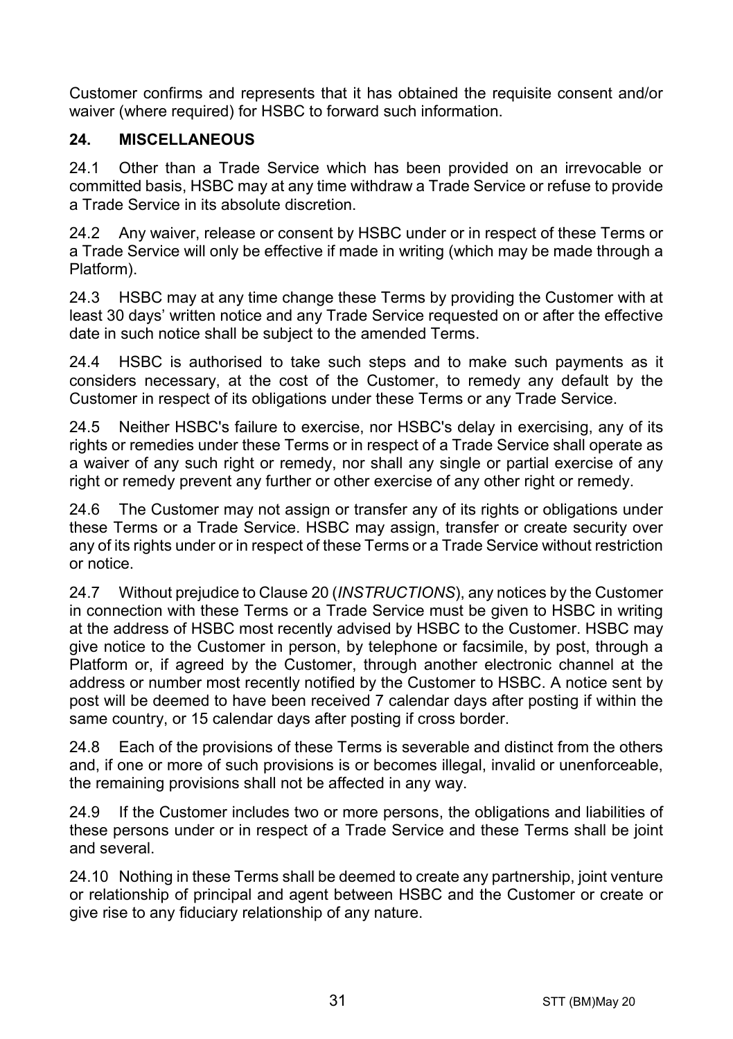Customer confirms and represents that it has obtained the requisite consent and/or waiver (where required) for HSBC to forward such information.

## 24. MISCELLANEOUS

24.1 Other than a Trade Service which has been provided on an irrevocable or committed basis, HSBC may at any time withdraw a Trade Service or refuse to provide a Trade Service in its absolute discretion.

24.2 Any waiver, release or consent by HSBC under or in respect of these Terms or a Trade Service will only be effective if made in writing (which may be made through a Platform).

24.3 HSBC may at any time change these Terms by providing the Customer with at least 30 days' written notice and any Trade Service requested on or after the effective date in such notice shall be subject to the amended Terms.

24.4 HSBC is authorised to take such steps and to make such payments as it considers necessary, at the cost of the Customer, to remedy any default by the Customer in respect of its obligations under these Terms or any Trade Service.

24.5 Neither HSBC's failure to exercise, nor HSBC's delay in exercising, any of its rights or remedies under these Terms or in respect of a Trade Service shall operate as a waiver of any such right or remedy, nor shall any single or partial exercise of any right or remedy prevent any further or other exercise of any other right or remedy.

24.6 The Customer may not assign or transfer any of its rights or obligations under these Terms or a Trade Service. HSBC may assign, transfer or create security over any of its rights under or in respect of these Terms or a Trade Service without restriction or notice.

24.7 Without prejudice to Clause 20 (*INSTRUCTIONS*), any notices by the Customer in connection with these Terms or a Trade Service must be given to HSBC in writing at the address of HSBC most recently advised by HSBC to the Customer. HSBC may give notice to the Customer in person, by telephone or facsimile, by post, through a Platform or, if agreed by the Customer, through another electronic channel at the address or number most recently notified by the Customer to HSBC. A notice sent by post will be deemed to have been received 7 calendar days after posting if within the same country, or 15 calendar days after posting if cross border.

24.8 Each of the provisions of these Terms is severable and distinct from the others and, if one or more of such provisions is or becomes illegal, invalid or unenforceable, the remaining provisions shall not be affected in any way.

24.9 If the Customer includes two or more persons, the obligations and liabilities of these persons under or in respect of a Trade Service and these Terms shall be joint and several.

24.10 Nothing in these Terms shall be deemed to create any partnership, joint venture or relationship of principal and agent between HSBC and the Customer or create or give rise to any fiduciary relationship of any nature.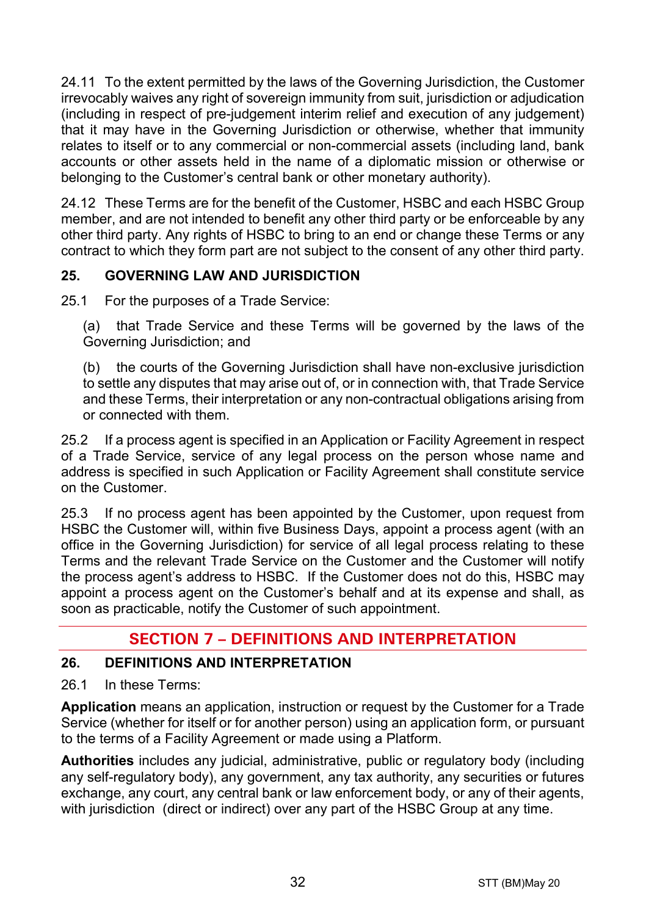24.11 To the extent permitted by the laws of the Governing Jurisdiction, the Customer irrevocably waives any right of sovereign immunity from suit, jurisdiction or adjudication (including in respect of pre-judgement interim relief and execution of any judgement) that it may have in the Governing Jurisdiction or otherwise, whether that immunity relates to itself or to any commercial or non-commercial assets (including land, bank accounts or other assets held in the name of a diplomatic mission or otherwise or belonging to the Customer's central bank or other monetary authority).

24.12 These Terms are for the benefit of the Customer, HSBC and each HSBC Group member, and are not intended to benefit any other third party or be enforceable by any other third party. Any rights of HSBC to bring to an end or change these Terms or any contract to which they form part are not subject to the consent of any other third party.

### 25. GOVERNING LAW AND JURISDICTION

25.1 For the purposes of a Trade Service:

(a) that Trade Service and these Terms will be governed by the laws of the Governing Jurisdiction; and

(b) the courts of the Governing Jurisdiction shall have non-exclusive jurisdiction to settle any disputes that may arise out of, or in connection with, that Trade Service and these Terms, their interpretation or any non-contractual obligations arising from or connected with them.

25.2 If a process agent is specified in an Application or Facility Agreement in respect of a Trade Service, service of any legal process on the person whose name and address is specified in such Application or Facility Agreement shall constitute service on the Customer.

25.3 If no process agent has been appointed by the Customer, upon request from HSBC the Customer will, within five Business Days, appoint a process agent (with an office in the Governing Jurisdiction) for service of all legal process relating to these Terms and the relevant Trade Service on the Customer and the Customer will notify the process agent's address to HSBC. If the Customer does not do this, HSBC may appoint a process agent on the Customer's behalf and at its expense and shall, as soon as practicable, notify the Customer of such appointment.

## SECTION 7 – DEFINITIONS AND INTERPRETATION

### 26. DEFINITIONS AND INTERPRETATION

26.1 In these Terms:

**Application** means an application, instruction or request by the Customer for a Trade Service (whether for itself or for another person) using an application form, or pursuant to the terms of a Facility Agreement or made using a Platform.

**Authorities** includes any judicial, administrative, public or regulatory body (including any self-regulatory body), any government, any tax authority, any securities or futures exchange, any court, any central bank or law enforcement body, or any of their agents, with jurisdiction (direct or indirect) over any part of the HSBC Group at any time.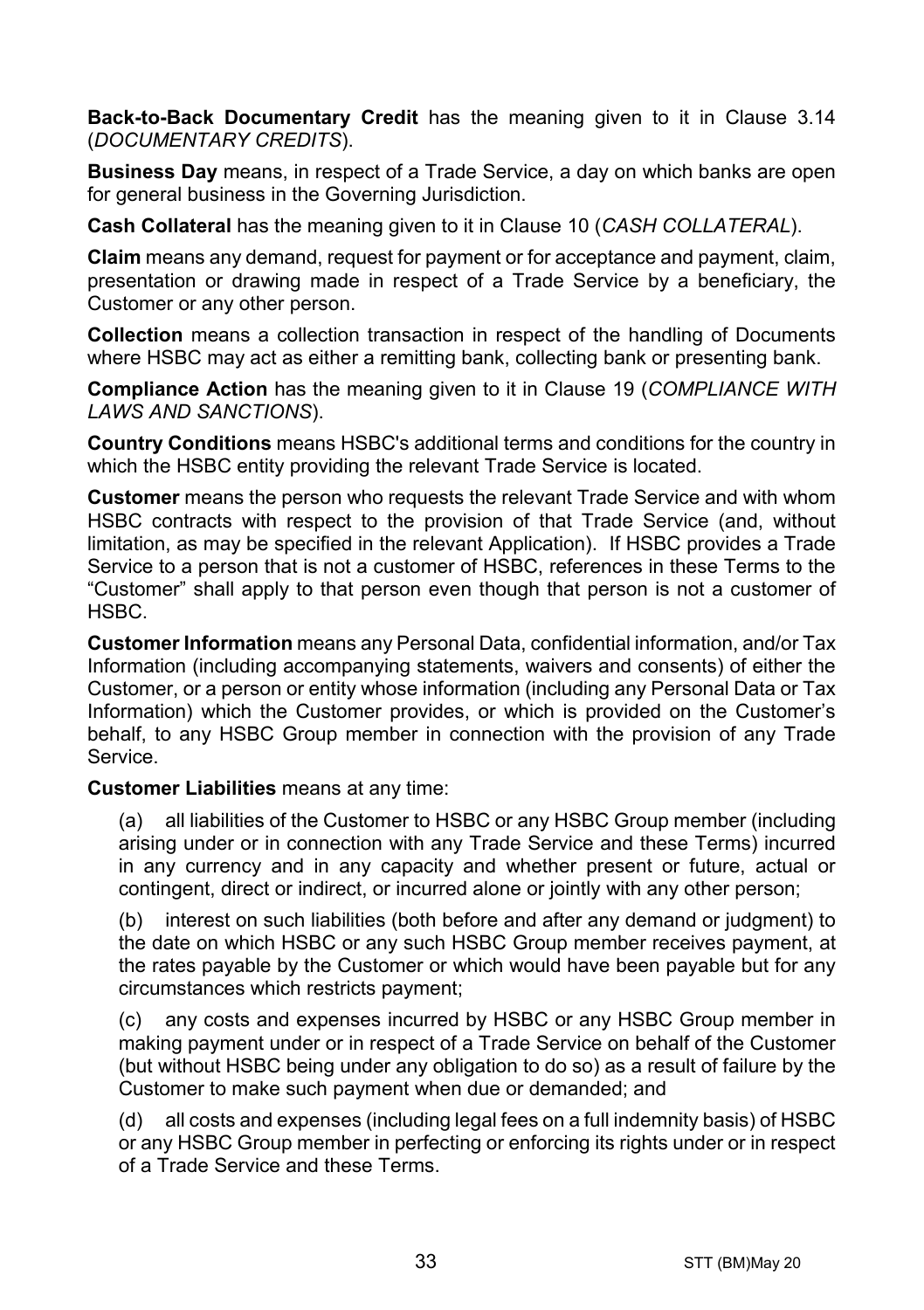**Back-to-Back Documentary Credit** has the meaning given to it in Clause 3.14 (*DOCUMENTARY CREDITS*).

**Business Day** means, in respect of a Trade Service, a day on which banks are open for general business in the Governing Jurisdiction.

**Cash Collateral** has the meaning given to it in Clause 10 (*CASH COLLATERAL*).

**Claim** means any demand, request for payment or for acceptance and payment, claim, presentation or drawing made in respect of a Trade Service by a beneficiary, the Customer or any other person.

**Collection** means a collection transaction in respect of the handling of Documents where HSBC may act as either a remitting bank, collecting bank or presenting bank.

**Compliance Action** has the meaning given to it in Clause 19 (*COMPLIANCE WITH LAWS AND SANCTIONS*).

**Country Conditions** means HSBC's additional terms and conditions for the country in which the HSBC entity providing the relevant Trade Service is located.

**Customer** means the person who requests the relevant Trade Service and with whom HSBC contracts with respect to the provision of that Trade Service (and, without limitation, as may be specified in the relevant Application). If HSBC provides a Trade Service to a person that is not a customer of HSBC, references in these Terms to the "Customer" shall apply to that person even though that person is not a customer of HSBC.

**Customer Information** means any Personal Data, confidential information, and/or Tax Information (including accompanying statements, waivers and consents) of either the Customer, or a person or entity whose information (including any Personal Data or Tax Information) which the Customer provides, or which is provided on the Customer's behalf, to any HSBC Group member in connection with the provision of any Trade Service.

**Customer Liabilities** means at any time:

(a) all liabilities of the Customer to HSBC or any HSBC Group member (including arising under or in connection with any Trade Service and these Terms) incurred in any currency and in any capacity and whether present or future, actual or contingent, direct or indirect, or incurred alone or jointly with any other person;

(b) interest on such liabilities (both before and after any demand or judgment) to the date on which HSBC or any such HSBC Group member receives payment, at the rates payable by the Customer or which would have been payable but for any circumstances which restricts payment;

(c) any costs and expenses incurred by HSBC or any HSBC Group member in making payment under or in respect of a Trade Service on behalf of the Customer (but without HSBC being under any obligation to do so) as a result of failure by the Customer to make such payment when due or demanded; and

(d) all costs and expenses (including legal fees on a full indemnity basis) of HSBC or any HSBC Group member in perfecting or enforcing its rights under or in respect of a Trade Service and these Terms.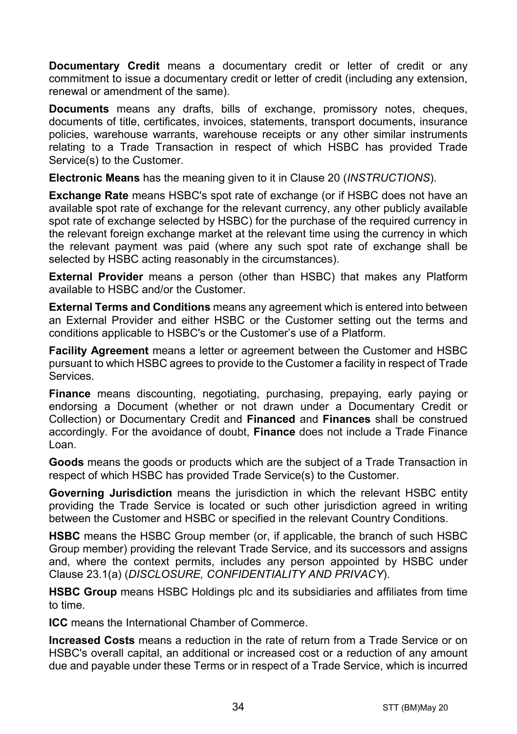**Documentary Credit** means a documentary credit or letter of credit or any commitment to issue a documentary credit or letter of credit (including any extension, renewal or amendment of the same).

**Documents** means any drafts, bills of exchange, promissory notes, cheques, documents of title, certificates, invoices, statements, transport documents, insurance policies, warehouse warrants, warehouse receipts or any other similar instruments relating to a Trade Transaction in respect of which HSBC has provided Trade Service(s) to the Customer.

**Electronic Means** has the meaning given to it in Clause 20 (*INSTRUCTIONS*).

**Exchange Rate** means HSBC's spot rate of exchange (or if HSBC does not have an available spot rate of exchange for the relevant currency, any other publicly available spot rate of exchange selected by HSBC) for the purchase of the required currency in the relevant foreign exchange market at the relevant time using the currency in which the relevant payment was paid (where any such spot rate of exchange shall be selected by HSBC acting reasonably in the circumstances).

**External Provider** means a person (other than HSBC) that makes any Platform available to HSBC and/or the Customer.

**External Terms and Conditions** means any agreement which is entered into between an External Provider and either HSBC or the Customer setting out the terms and conditions applicable to HSBC's or the Customer's use of a Platform.

**Facility Agreement** means a letter or agreement between the Customer and HSBC pursuant to which HSBC agrees to provide to the Customer a facility in respect of Trade Services.

**Finance** means discounting, negotiating, purchasing, prepaying, early paying or endorsing a Document (whether or not drawn under a Documentary Credit or Collection) or Documentary Credit and **Financed** and **Finances** shall be construed accordingly. For the avoidance of doubt, **Finance** does not include a Trade Finance Loan.

**Goods** means the goods or products which are the subject of a Trade Transaction in respect of which HSBC has provided Trade Service(s) to the Customer.

**Governing Jurisdiction** means the jurisdiction in which the relevant HSBC entity providing the Trade Service is located or such other jurisdiction agreed in writing between the Customer and HSBC or specified in the relevant Country Conditions.

**HSBC** means the HSBC Group member (or, if applicable, the branch of such HSBC Group member) providing the relevant Trade Service, and its successors and assigns and, where the context permits, includes any person appointed by HSBC under Clause 23.1(a) (*DISCLOSURE, CONFIDENTIALITY AND PRIVACY*).

**HSBC Group** means HSBC Holdings plc and its subsidiaries and affiliates from time to time.

**ICC** means the International Chamber of Commerce.

**Increased Costs** means a reduction in the rate of return from a Trade Service or on HSBC's overall capital, an additional or increased cost or a reduction of any amount due and payable under these Terms or in respect of a Trade Service, which is incurred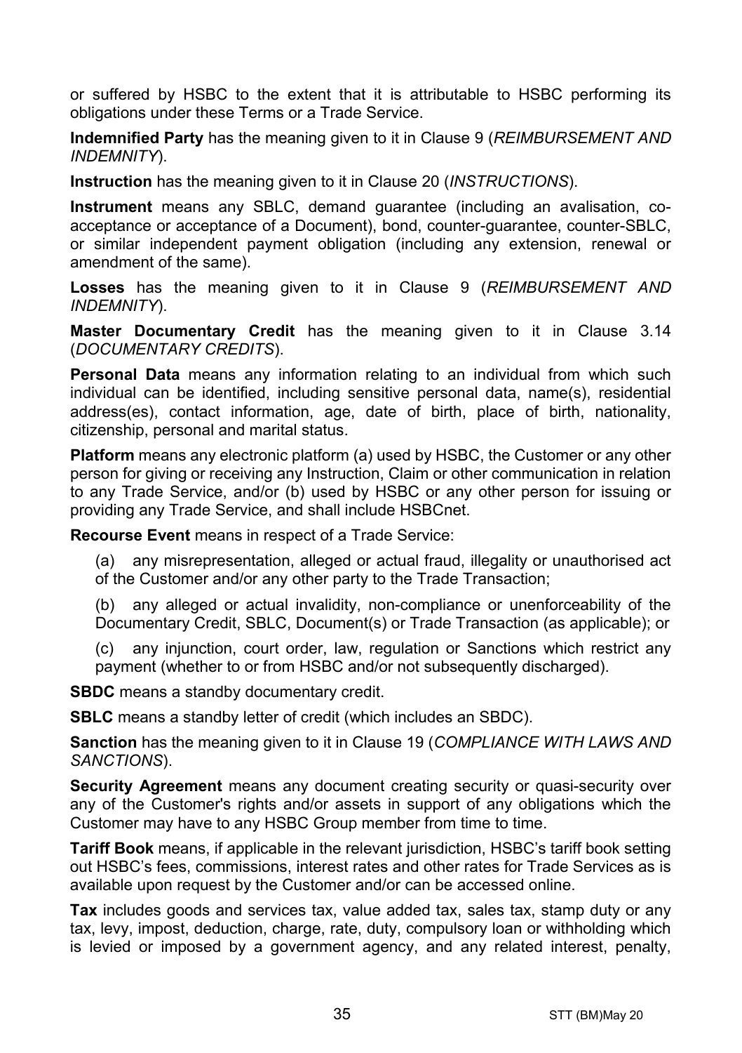or suffered by HSBC to the extent that it is attributable to HSBC performing its obligations under these Terms or a Trade Service.

**Indemnified Party** has the meaning given to it in Clause 9 (*REIMBURSEMENT AND INDEMNITY*).

**Instruction** has the meaning given to it in Clause 20 (*INSTRUCTIONS*).

**Instrument** means any SBLC, demand guarantee (including an avalisation, co-acceptance or acceptance of a Document), bond, counter-guarantee, counter-SBLC, or similar independent payment obligation (including any extension, renewal or amendment of the same).

**Losses** has the meaning given to it in Clause 9 (*REIMBURSEMENT AND INDEMNITY*).

**Master Documentary Credit** has the meaning given to it in Clause 3.14 (*DOCUMENTARY CREDITS*).

**Personal Data** means any information relating to an individual from which such individual can be identified, including sensitive personal data, name(s), residential address(es), contact information, age, date of birth, place of birth, nationality, citizenship, personal and marital status.

**Platform** means any electronic platform (a) used by HSBC, the Customer or any other person for giving or receiving any Instruction, Claim or other communication in relation to any Trade Service, and/or (b) used by HSBC or any other person for issuing or providing any Trade Service, and shall include HSBCnet.

**Recourse Event** means in respect of a Trade Service:

(a) any misrepresentation, alleged or actual fraud, illegality or unauthorised act of the Customer and/or any other party to the Trade Transaction;

(b) any alleged or actual invalidity, non-compliance or unenforceability of the Documentary Credit, SBLC, Document(s) or Trade Transaction (as applicable); or

(c) any injunction, court order, law, regulation or Sanctions which restrict any payment (whether to or from HSBC and/or not subsequently discharged).

**SBDC** means a standby documentary credit.

**SBLC** means a standby letter of credit (which includes an SBDC).

**Sanction** has the meaning given to it in Clause 19 (*COMPLIANCE WITH LAWS AND SANCTIONS*).

**Security Agreement** means any document creating security or quasi-security over any of the Customer's rights and/or assets in support of any obligations which the Customer may have to any HSBC Group member from time to time.

**Tariff Book** means, if applicable in the relevant jurisdiction, HSBC's tariff book setting out HSBC's fees, commissions, interest rates and other rates for Trade Services as is available upon request by the Customer and/or can be accessed online.

**Tax** includes goods and services tax, value added tax, sales tax, stamp duty or any tax, levy, impost, deduction, charge, rate, duty, compulsory loan or withholding which is levied or imposed by a government agency, and any related interest, penalty,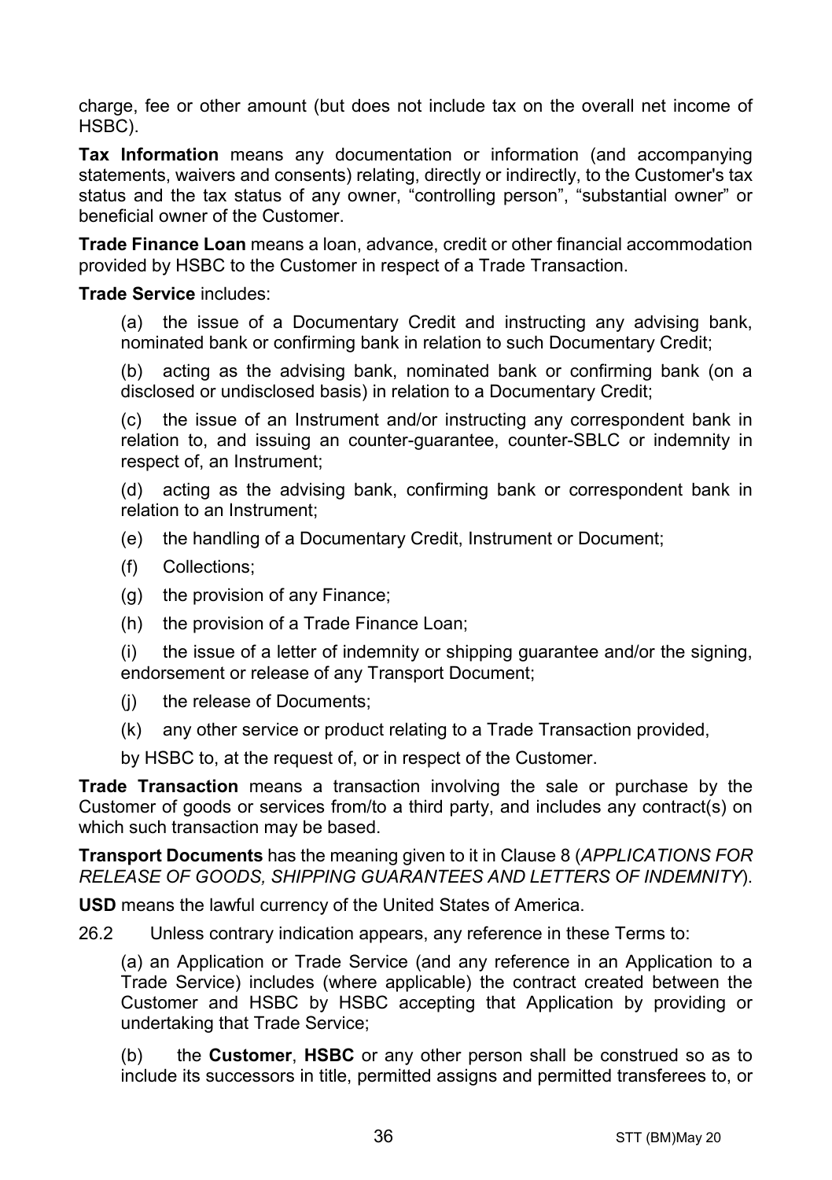charge, fee or other amount (but does not include tax on the overall net income of HSBC).

**Tax Information** means any documentation or information (and accompanying statements, waivers and consents) relating, directly or indirectly, to the Customer's tax status and the tax status of any owner, "controlling person", "substantial owner" or beneficial owner of the Customer.

**Trade Finance Loan** means a loan, advance, credit or other financial accommodation provided by HSBC to the Customer in respect of a Trade Transaction.

**Trade Service** includes:

(a) the issue of a Documentary Credit and instructing any advising bank, nominated bank or confirming bank in relation to such Documentary Credit;

(b) acting as the advising bank, nominated bank or confirming bank (on a disclosed or undisclosed basis) in relation to a Documentary Credit;

(c) the issue of an Instrument and/or instructing any correspondent bank in relation to, and issuing an counter-guarantee, counter-SBLC or indemnity in respect of, an Instrument;

(d) acting as the advising bank, confirming bank or correspondent bank in relation to an Instrument;

(e) the handling of a Documentary Credit, Instrument or Document;

(f) Collections;

(g) the provision of any Finance;

(h) the provision of a Trade Finance Loan;

(i) the issue of a letter of indemnity or shipping guarantee and/or the signing, endorsement or release of any Transport Document;

(j) the release of Documents;

(k) any other service or product relating to a Trade Transaction provided,

by HSBC to, at the request of, or in respect of the Customer.

**Trade Transaction** means a transaction involving the sale or purchase by the Customer of goods or services from/to a third party, and includes any contract(s) on which such transaction may be based.

**Transport Documents** has the meaning given to it in Clause 8 (*APPLICATIONS FOR RELEASE OF GOODS, SHIPPING GUARANTEES AND LETTERS OF INDEMNITY*).

**USD** means the lawful currency of the United States of America.

26.2 Unless contrary indication appears, any reference in these Terms to:

(a) an Application or Trade Service (and any reference in an Application to a Trade Service) includes (where applicable) the contract created between the Customer and HSBC by HSBC accepting that Application by providing or undertaking that Trade Service;

(b) the **Customer**, **HSBC** or any other person shall be construed so as to include its successors in title, permitted assigns and permitted transferees to, or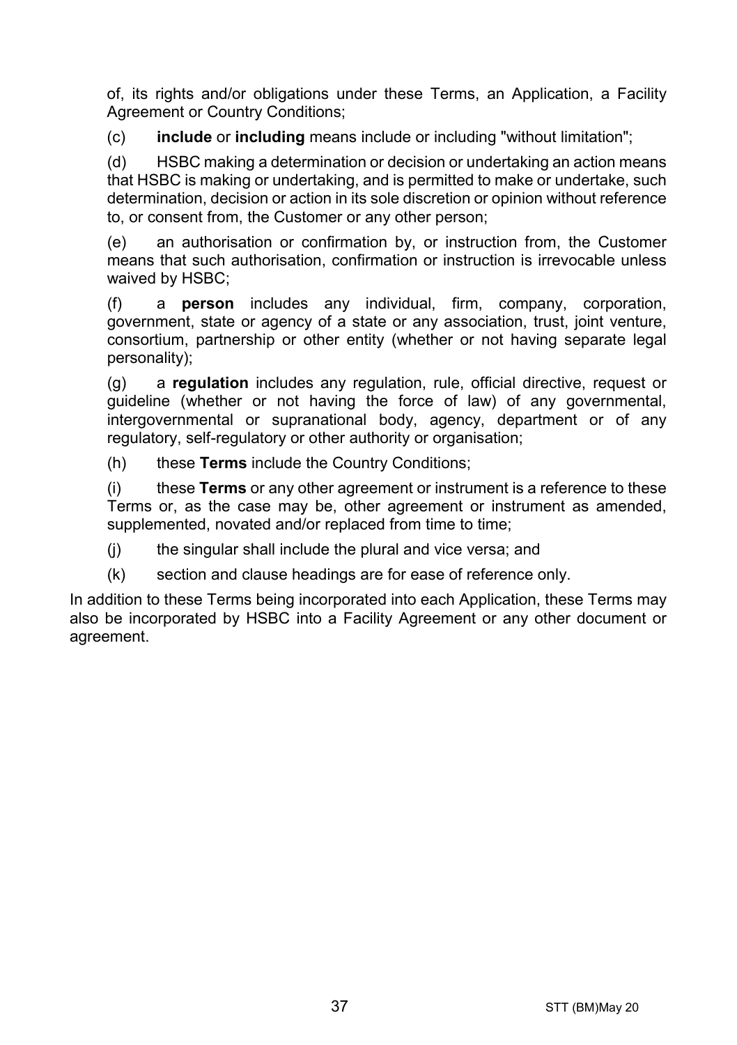of, its rights and/or obligations under these Terms, an Application, a Facility Agreement or Country Conditions;

(c) **include** or **including** means include or including "without limitation";

(d) HSBC making a determination or decision or undertaking an action means that HSBC is making or undertaking, and is permitted to make or undertake, such determination, decision or action in its sole discretion or opinion without reference to, or consent from, the Customer or any other person;

(e) an authorisation or confirmation by, or instruction from, the Customer means that such authorisation, confirmation or instruction is irrevocable unless waived by HSBC;

(f) a **person** includes any individual, firm, company, corporation, government, state or agency of a state or any association, trust, joint venture, consortium, partnership or other entity (whether or not having separate legal personality);

(g) a **regulation** includes any regulation, rule, official directive, request or guideline (whether or not having the force of law) of any governmental, intergovernmental or supranational body, agency, department or of any regulatory, self-regulatory or other authority or organisation;

(h) these **Terms** include the Country Conditions;

(i) these **Terms** or any other agreement or instrument is a reference to these Terms or, as the case may be, other agreement or instrument as amended, supplemented, novated and/or replaced from time to time;

(j) the singular shall include the plural and vice versa; and

(k) section and clause headings are for ease of reference only.

In addition to these Terms being incorporated into each Application, these Terms may also be incorporated by HSBC into a Facility Agreement or any other document or agreement.